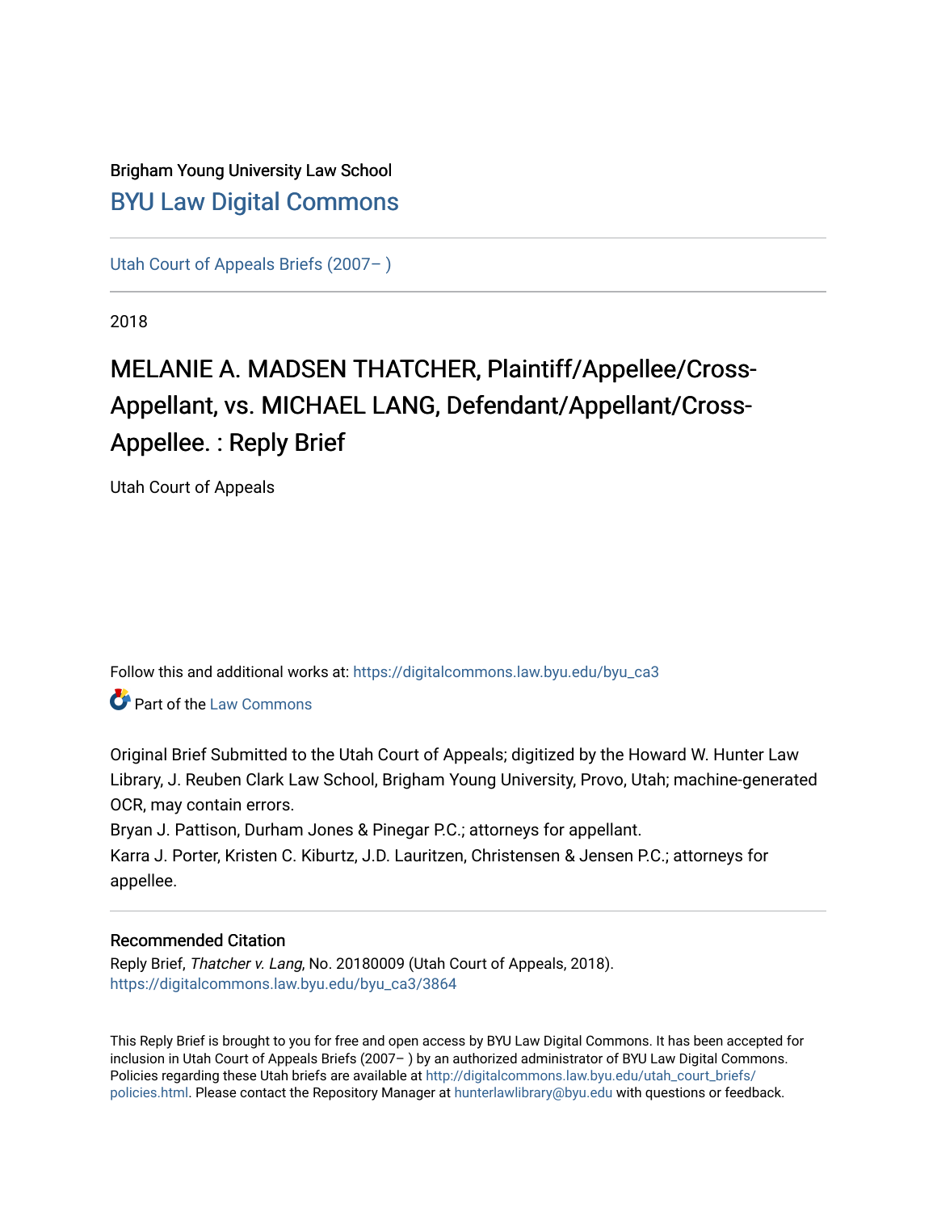Brigham Young University Law School

## BYU Law Digital Commons

Utah Court of Appeals Briefs (2007– )

2018

# MELANIE A. MADSEN THATCHER, Plaintiff/Appellee/Cross-Appellant, vs. MICHAEL LANG, Defendant/Appellant/Cross-Appellee. : Reply Brief

Utah Court of Appeals

Follow this and additional works at: https://digitalcommons.law.byu.edu/byu_ca3

Part of the Law Commons

Original Brief Submitted to the Utah Court of Appeals; digitized by the Howard W. Hunter Law Library, J. Reuben Clark Law School, Brigham Young University, Provo, Utah; machine-generated OCR, may contain errors.

Bryan J. Pattison, Durham Jones & Pinegar P.C.; attorneys for appellant.

Karra J. Porter, Kristen C. Kiburtz, J.D. Lauritzen, Christensen & Jensen P.C.; attorneys for appellee.

### Recommended Citation

Reply Brief, *Thatcher v. Lang*, No. 20180009 (Utah Court of Appeals, 2018).
https://digitalcommons.law.byu.edu/byu_ca3/3864

This Reply Brief is brought to you for free and open access by BYU Law Digital Commons. It has been accepted for inclusion in Utah Court of Appeals Briefs (2007– ) by an authorized administrator of BYU Law Digital Commons. Policies regarding these Utah briefs are available at http://digitalcommons.law.byu.edu/utah_court_briefs/policies.html. Please contact the Repository Manager at hunterlawlibrary@byu.edu with questions or feedback.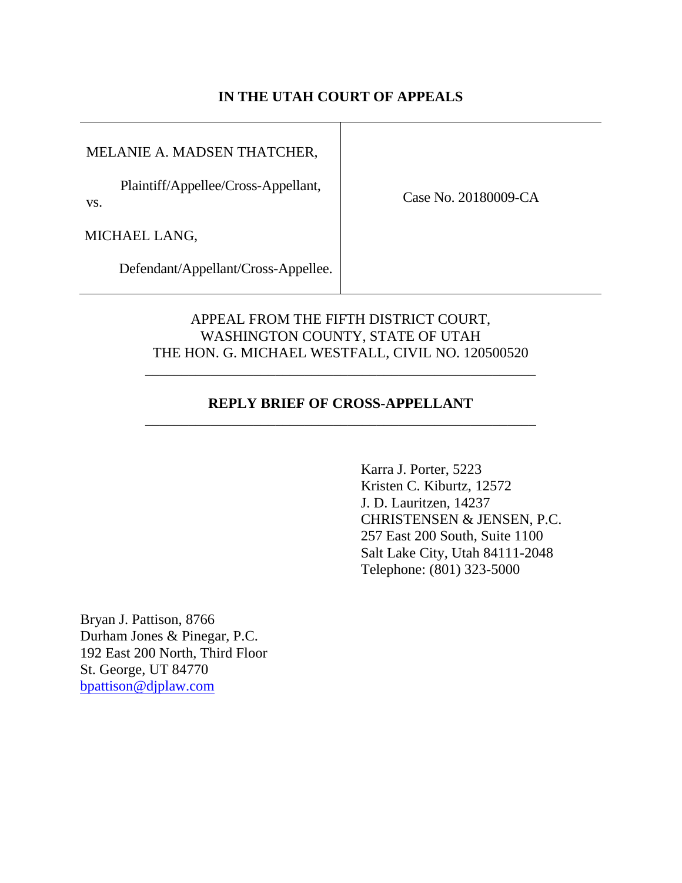**IN THE UTAH COURT OF APPEALS**

| | |
|---|---|
| MELANIE A. MADSEN THATCHER,<br><br>Plaintiff/Appellee/Cross-Appellant,<br>vs.<br><br>MICHAEL LANG,<br><br>Defendant/Appellant/Cross-Appellee. | Case No. 20180009-CA |

APPEAL FROM THE FIFTH DISTRICT COURT,
WASHINGTON COUNTY, STATE OF UTAH
THE HON. G. MICHAEL WESTFALL, CIVIL NO. 120500520

---

**REPLY BRIEF OF CROSS-APPELLANT**

---

Karra J. Porter, 5223
Kristen C. Kiburtz, 12572
J. D. Lauritzen, 14237
CHRISTENSEN & JENSEN, P.C.
257 East 200 South, Suite 1100
Salt Lake City, Utah 84111-2048
Telephone: (801) 323-5000

Bryan J. Pattison, 8766
Durham Jones & Pinegar, P.C.
192 East 200 North, Third Floor
St. George, UT 84770
bpattison@djplaw.com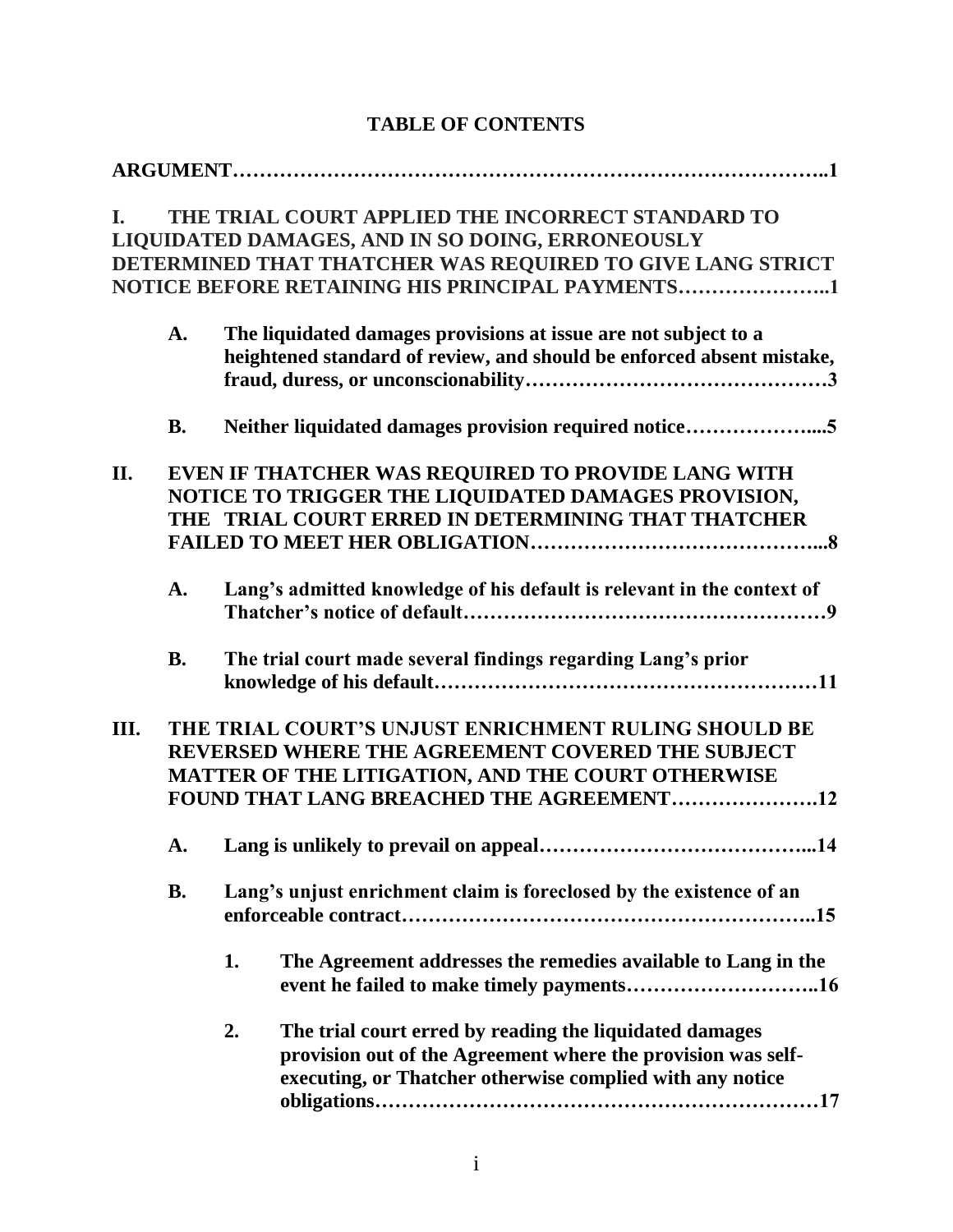# TABLE OF CONTENTS

**ARGUMENT……………………………………………………………………………..1**

**I. THE TRIAL COURT APPLIED THE INCORRECT STANDARD TO LIQUIDATED DAMAGES, AND IN SO DOING, ERRONEOUSLY DETERMINED THAT THATCHER WAS REQUIRED TO GIVE LANG STRICT NOTICE BEFORE RETAINING HIS PRINCIPAL PAYMENTS…………………..1**

- **A. The liquidated damages provisions at issue are not subject to a heightened standard of review, and should be enforced absent mistake, fraud, duress, or unconscionability…………………………………….3**
- **B. Neither liquidated damages provision required notice………………....5**

**II. EVEN IF THATCHER WAS REQUIRED TO PROVIDE LANG WITH NOTICE TO TRIGGER THE LIQUIDATED DAMAGES PROVISION, THE TRIAL COURT ERRED IN DETERMINING THAT THATCHER FAILED TO MEET HER OBLIGATION……………………………………...8**

- **A. Lang's admitted knowledge of his default is relevant in the context of Thatcher's notice of default………………………………………………9**
- **B. The trial court made several findings regarding Lang's prior knowledge of his default…………………………………………………11**

**III. THE TRIAL COURT'S UNJUST ENRICHMENT RULING SHOULD BE REVERSED WHERE THE AGREEMENT COVERED THE SUBJECT MATTER OF THE LITIGATION, AND THE COURT OTHERWISE FOUND THAT LANG BREACHED THE AGREEMENT………………….12**

- **A. Lang is unlikely to prevail on appeal…………………………………...14**
- **B. Lang's unjust enrichment claim is foreclosed by the existence of an enforceable contract…………………………………………………..15**
  - **1. The Agreement addresses the remedies available to Lang in the event he failed to make timely payments………………………..16**
  - **2. The trial court erred by reading the liquidated damages provision out of the Agreement where the provision was self-executing, or Thatcher otherwise complied with any notice obligations…………………………………………………………17**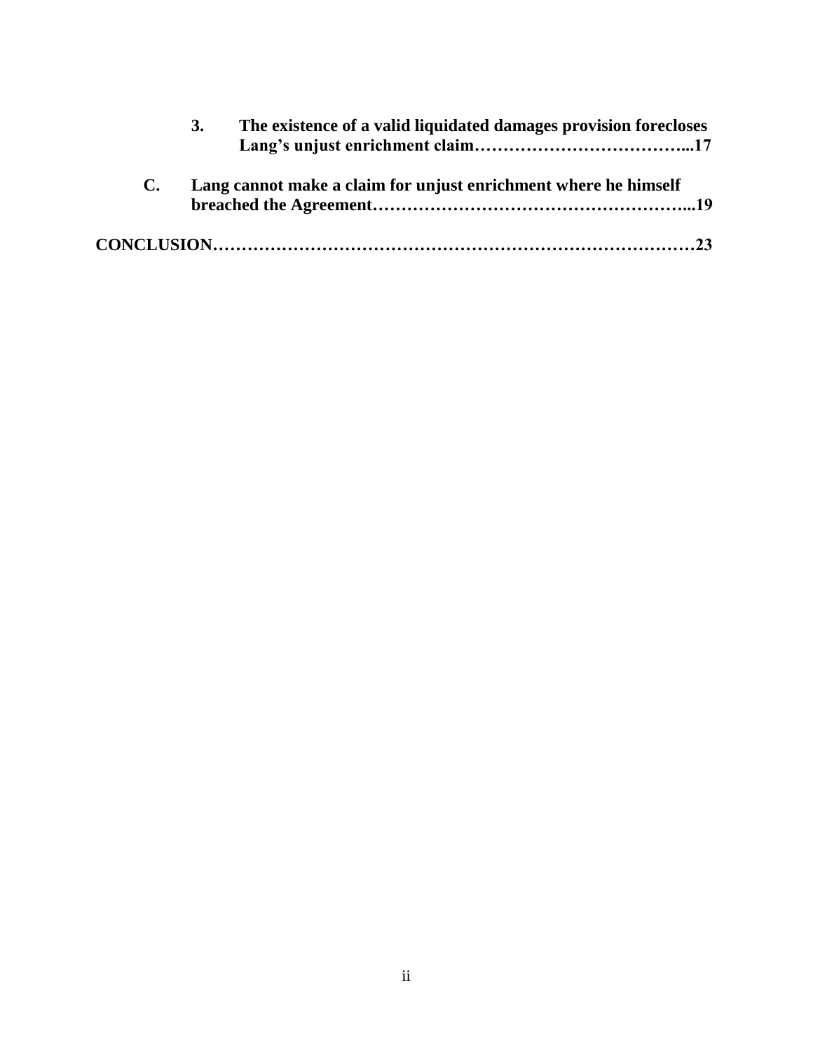**3. The existence of a valid liquidated damages provision forecloses Lang's unjust enrichment claim……………………………...17**

**C. Lang cannot make a claim for unjust enrichment where he himself breached the Agreement…………………………………………...19**

**CONCLUSION………………………………………………………………23**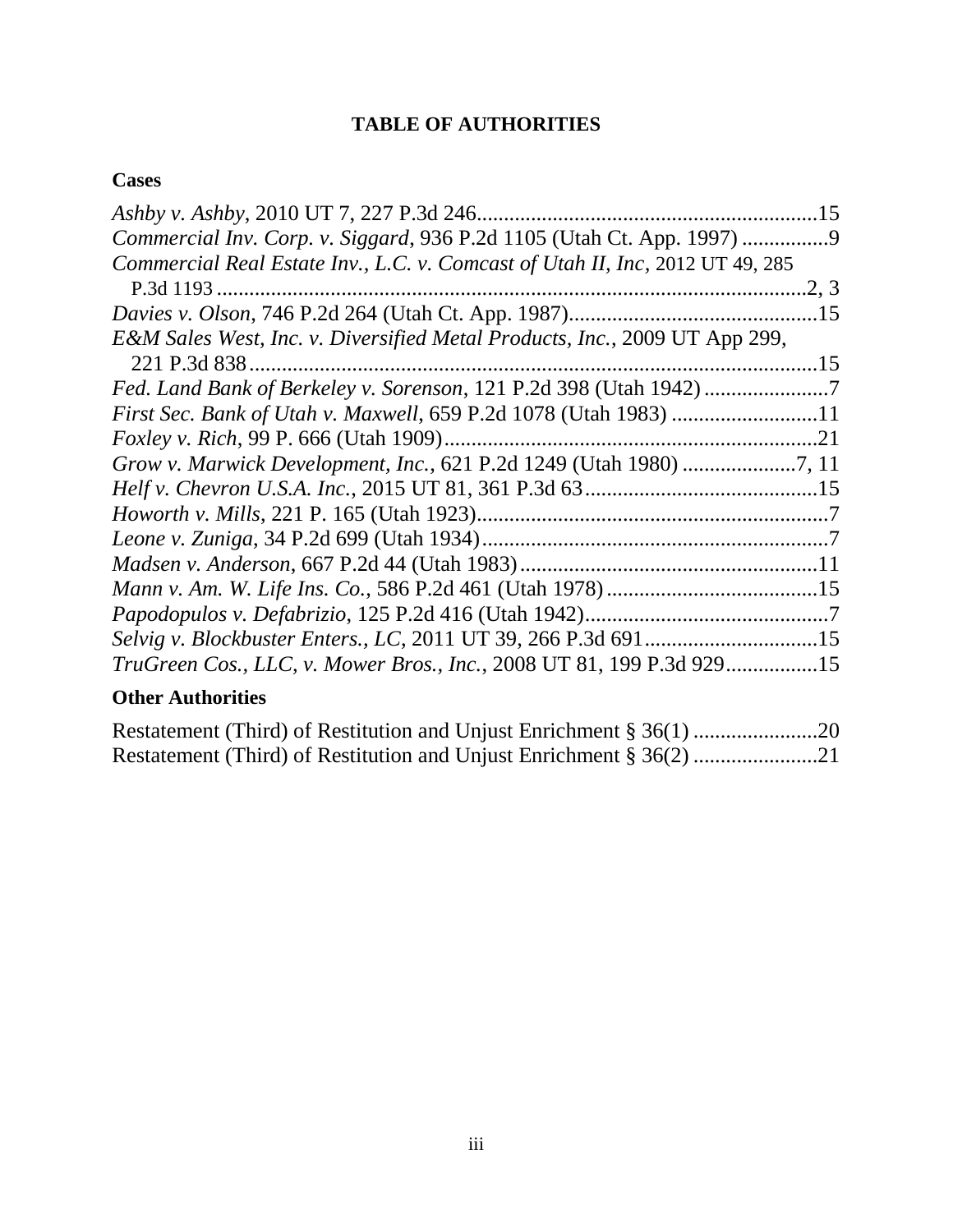# TABLE OF AUTHORITIES

## Cases

*Ashby v. Ashby*, 2010 UT 7, 227 P.3d 246...............................................................15

*Commercial Inv. Corp. v. Siggard*, 936 P.2d 1105 (Utah Ct. App. 1997) ................9

*Commercial Real Estate Inv., L.C. v. Comcast of Utah II, Inc*, 2012 UT 49, 285 P.3d 1193 ...........................................................................................................2, 3

*Davies v. Olson*, 746 P.2d 264 (Utah Ct. App. 1987)..............................................15

*E&M Sales West, Inc. v. Diversified Metal Products, Inc.*, 2009 UT App 299, 221 P.3d 838.........................................................................................................15

*Fed. Land Bank of Berkeley v. Sorenson*, 121 P.2d 398 (Utah 1942) .......................7

*First Sec. Bank of Utah v. Maxwell*, 659 P.2d 1078 (Utah 1983) ...........................11

*Foxley v. Rich*, 99 P. 666 (Utah 1909)....................................................................21

*Grow v. Marwick Development, Inc.*, 621 P.2d 1249 (Utah 1980) .....................7, 11

*Helf v. Chevron U.S.A. Inc.*, 2015 UT 81, 361 P.3d 63...........................................15

*Howorth v. Mills*, 221 P. 165 (Utah 1923)................................................................7

*Leone v. Zuniga*, 34 P.2d 699 (Utah 1934)................................................................7

*Madsen v. Anderson*, 667 P.2d 44 (Utah 1983).......................................................11

*Mann v. Am. W. Life Ins. Co.*, 586 P.2d 461 (Utah 1978) .......................................15

*Papodopulos v. Defabrizio*, 125 P.2d 416 (Utah 1942).............................................7

*Selvig v. Blockbuster Enters., LC*, 2011 UT 39, 266 P.3d 691................................15

*TruGreen Cos., LLC, v. Mower Bros., Inc.*, 2008 UT 81, 199 P.3d 929.................15

## Other Authorities

Restatement (Third) of Restitution and Unjust Enrichment § 36(1) .......................20

Restatement (Third) of Restitution and Unjust Enrichment § 36(2) .......................21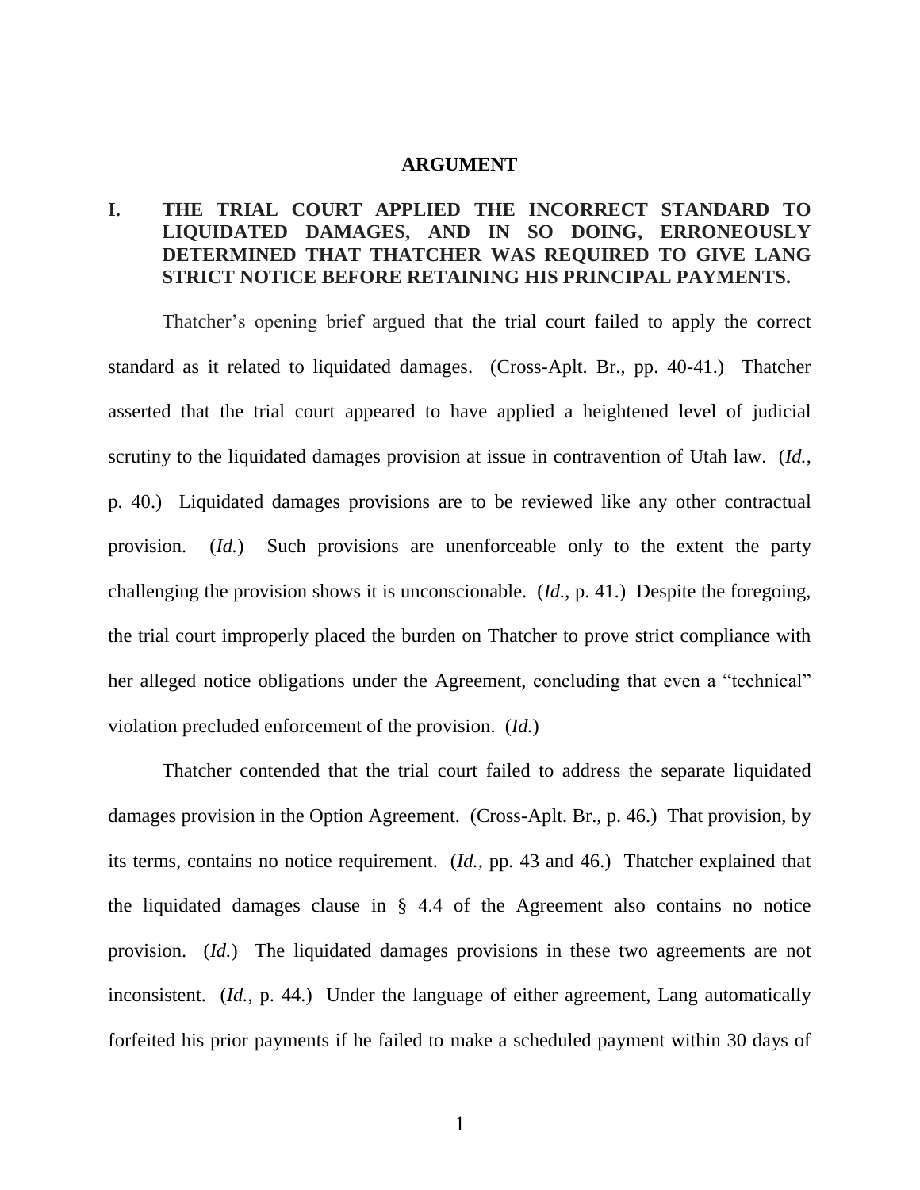# ARGUMENT

## I. THE TRIAL COURT APPLIED THE INCORRECT STANDARD TO LIQUIDATED DAMAGES, AND IN SO DOING, ERRONEOUSLY DETERMINED THAT THATCHER WAS REQUIRED TO GIVE LANG STRICT NOTICE BEFORE RETAINING HIS PRINCIPAL PAYMENTS.

Thatcher's opening brief argued that the trial court failed to apply the correct standard as it related to liquidated damages. (Cross-Aplt. Br., pp. 40-41.) Thatcher asserted that the trial court appeared to have applied a heightened level of judicial scrutiny to the liquidated damages provision at issue in contravention of Utah law. (*Id.*, p. 40.) Liquidated damages provisions are to be reviewed like any other contractual provision. (*Id.*) Such provisions are unenforceable only to the extent the party challenging the provision shows it is unconscionable. (*Id.*, p. 41.) Despite the foregoing, the trial court improperly placed the burden on Thatcher to prove strict compliance with her alleged notice obligations under the Agreement, concluding that even a "technical" violation precluded enforcement of the provision. (*Id.*)

Thatcher contended that the trial court failed to address the separate liquidated damages provision in the Option Agreement. (Cross-Aplt. Br., p. 46.) That provision, by its terms, contains no notice requirement. (*Id.*, pp. 43 and 46.) Thatcher explained that the liquidated damages clause in § 4.4 of the Agreement also contains no notice provision. (*Id.*) The liquidated damages provisions in these two agreements are not inconsistent. (*Id.*, p. 44.) Under the language of either agreement, Lang automatically forfeited his prior payments if he failed to make a scheduled payment within 30 days of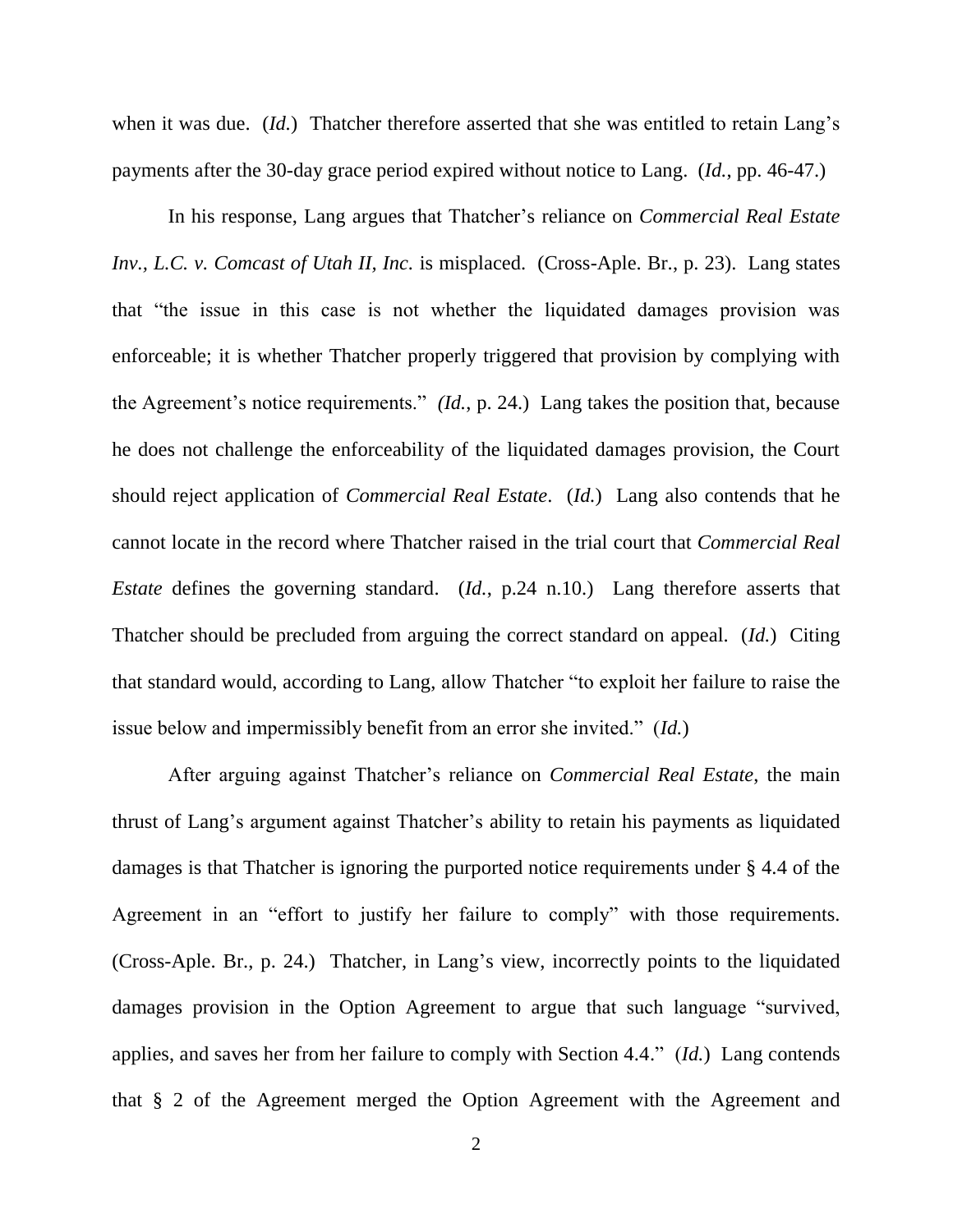when it was due. (*Id.*) Thatcher therefore asserted that she was entitled to retain Lang's payments after the 30-day grace period expired without notice to Lang. (*Id.*, pp. 46-47.)

In his response, Lang argues that Thatcher's reliance on *Commercial Real Estate Inv., L.C. v. Comcast of Utah II, Inc.* is misplaced. (Cross-Aple. Br., p. 23). Lang states that "the issue in this case is not whether the liquidated damages provision was enforceable; it is whether Thatcher properly triggered that provision by complying with the Agreement's notice requirements." *(Id.*, p. 24.) Lang takes the position that, because he does not challenge the enforceability of the liquidated damages provision, the Court should reject application of *Commercial Real Estate*. (*Id.*) Lang also contends that he cannot locate in the record where Thatcher raised in the trial court that *Commercial Real Estate* defines the governing standard. (*Id.*, p.24 n.10.) Lang therefore asserts that Thatcher should be precluded from arguing the correct standard on appeal. (*Id.*) Citing that standard would, according to Lang, allow Thatcher "to exploit her failure to raise the issue below and impermissibly benefit from an error she invited." (*Id.*)

After arguing against Thatcher's reliance on *Commercial Real Estate*, the main thrust of Lang's argument against Thatcher's ability to retain his payments as liquidated damages is that Thatcher is ignoring the purported notice requirements under § 4.4 of the Agreement in an "effort to justify her failure to comply" with those requirements. (Cross-Aple. Br., p. 24.) Thatcher, in Lang's view, incorrectly points to the liquidated damages provision in the Option Agreement to argue that such language "survived, applies, and saves her from her failure to comply with Section 4.4." (*Id.*) Lang contends that § 2 of the Agreement merged the Option Agreement with the Agreement and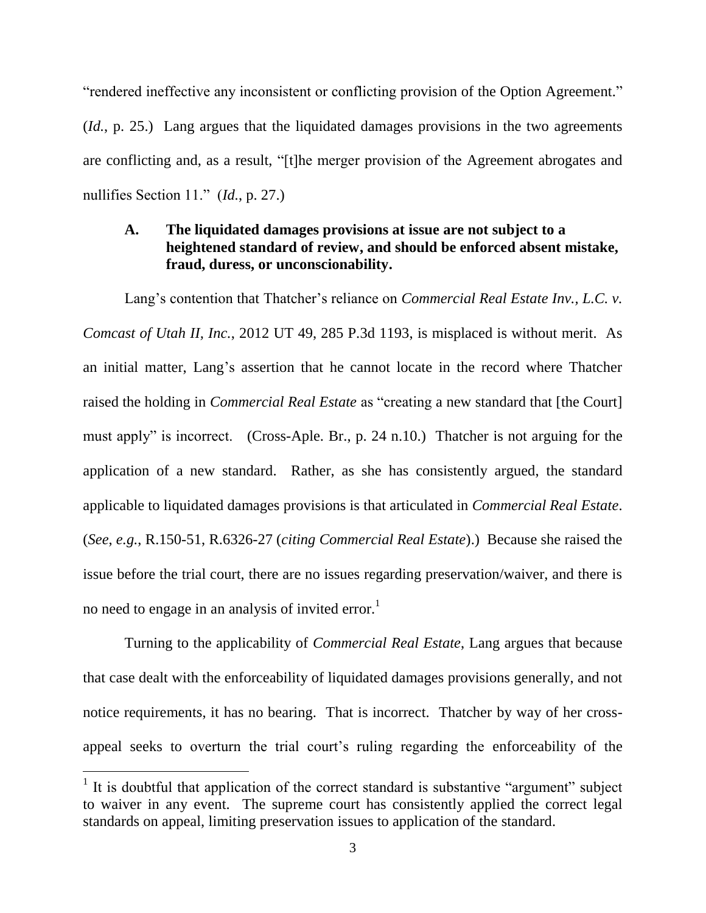"rendered ineffective any inconsistent or conflicting provision of the Option Agreement." (*Id.*, p. 25.) Lang argues that the liquidated damages provisions in the two agreements are conflicting and, as a result, "[t]he merger provision of the Agreement abrogates and nullifies Section 11." (*Id.*, p. 27.)

### A. The liquidated damages provisions at issue are not subject to a heightened standard of review, and should be enforced absent mistake, fraud, duress, or unconscionability.

Lang's contention that Thatcher's reliance on *Commercial Real Estate Inv., L.C. v. Comcast of Utah II, Inc.*, 2012 UT 49, 285 P.3d 1193, is misplaced is without merit. As an initial matter, Lang's assertion that he cannot locate in the record where Thatcher raised the holding in *Commercial Real Estate* as "creating a new standard that [the Court] must apply" is incorrect. (Cross-Aple. Br., p. 24 n.10.) Thatcher is not arguing for the application of a new standard. Rather, as she has consistently argued, the standard applicable to liquidated damages provisions is that articulated in *Commercial Real Estate*. (*See, e.g.*, R.150-51, R.6326-27 (*citing Commercial Real Estate*).) Because she raised the issue before the trial court, there are no issues regarding preservation/waiver, and there is no need to engage in an analysis of invited error.[1]

Turning to the applicability of *Commercial Real Estate*, Lang argues that because that case dealt with the enforceability of liquidated damages provisions generally, and not notice requirements, it has no bearing. That is incorrect. Thatcher by way of her cross-appeal seeks to overturn the trial court's ruling regarding the enforceability of the

[1] It is doubtful that application of the correct standard is substantive "argument" subject to waiver in any event. The supreme court has consistently applied the correct legal standards on appeal, limiting preservation issues to application of the standard.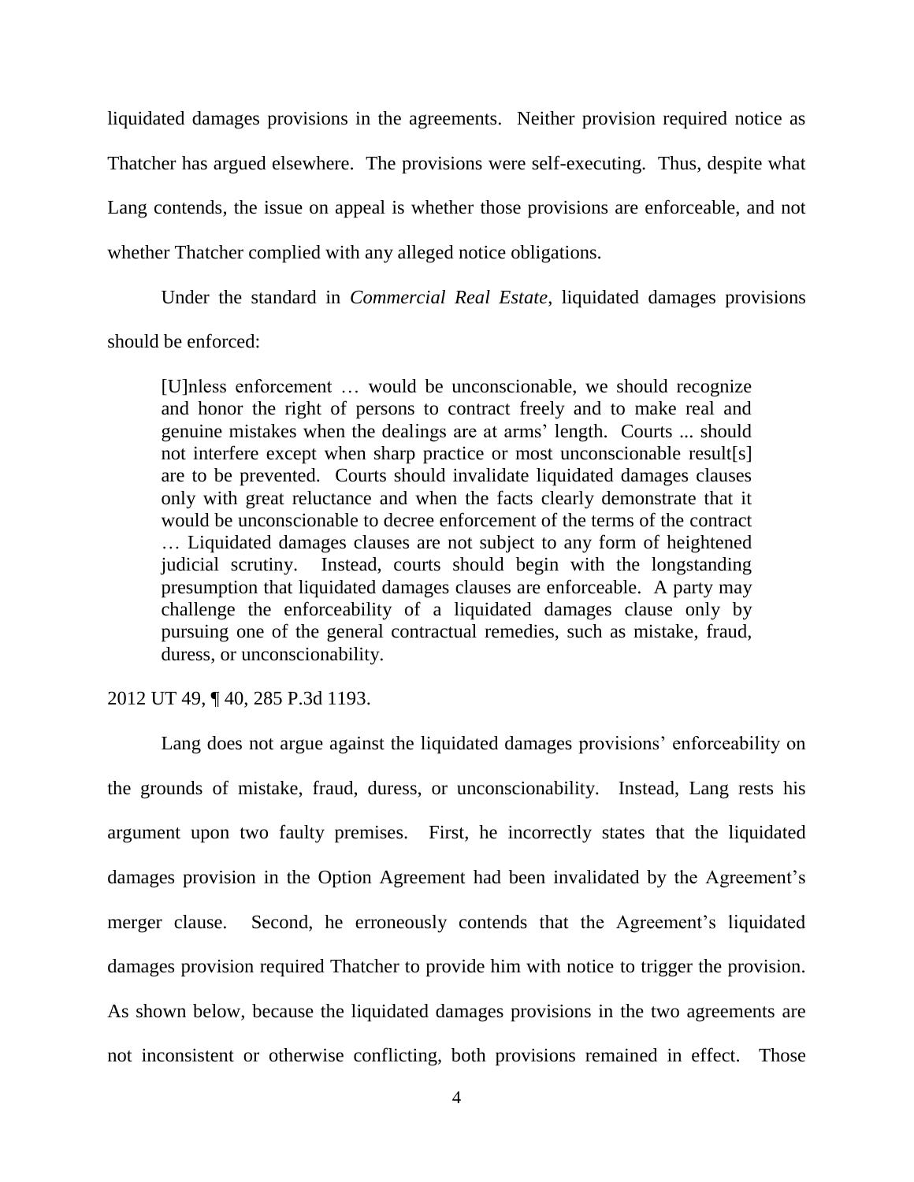liquidated damages provisions in the agreements. Neither provision required notice as Thatcher has argued elsewhere. The provisions were self-executing. Thus, despite what Lang contends, the issue on appeal is whether those provisions are enforceable, and not whether Thatcher complied with any alleged notice obligations.

Under the standard in *Commercial Real Estate*, liquidated damages provisions should be enforced:

> [U]nless enforcement … would be unconscionable, we should recognize and honor the right of persons to contract freely and to make real and genuine mistakes when the dealings are at arms' length. Courts ... should not interfere except when sharp practice or most unconscionable result[s] are to be prevented. Courts should invalidate liquidated damages clauses only with great reluctance and when the facts clearly demonstrate that it would be unconscionable to decree enforcement of the terms of the contract … Liquidated damages clauses are not subject to any form of heightened judicial scrutiny. Instead, courts should begin with the longstanding presumption that liquidated damages clauses are enforceable. A party may challenge the enforceability of a liquidated damages clause only by pursuing one of the general contractual remedies, such as mistake, fraud, duress, or unconscionability.

2012 UT 49, ¶ 40, 285 P.3d 1193.

Lang does not argue against the liquidated damages provisions' enforceability on the grounds of mistake, fraud, duress, or unconscionability. Instead, Lang rests his argument upon two faulty premises. First, he incorrectly states that the liquidated damages provision in the Option Agreement had been invalidated by the Agreement's merger clause. Second, he erroneously contends that the Agreement's liquidated damages provision required Thatcher to provide him with notice to trigger the provision. As shown below, because the liquidated damages provisions in the two agreements are not inconsistent or otherwise conflicting, both provisions remained in effect. Those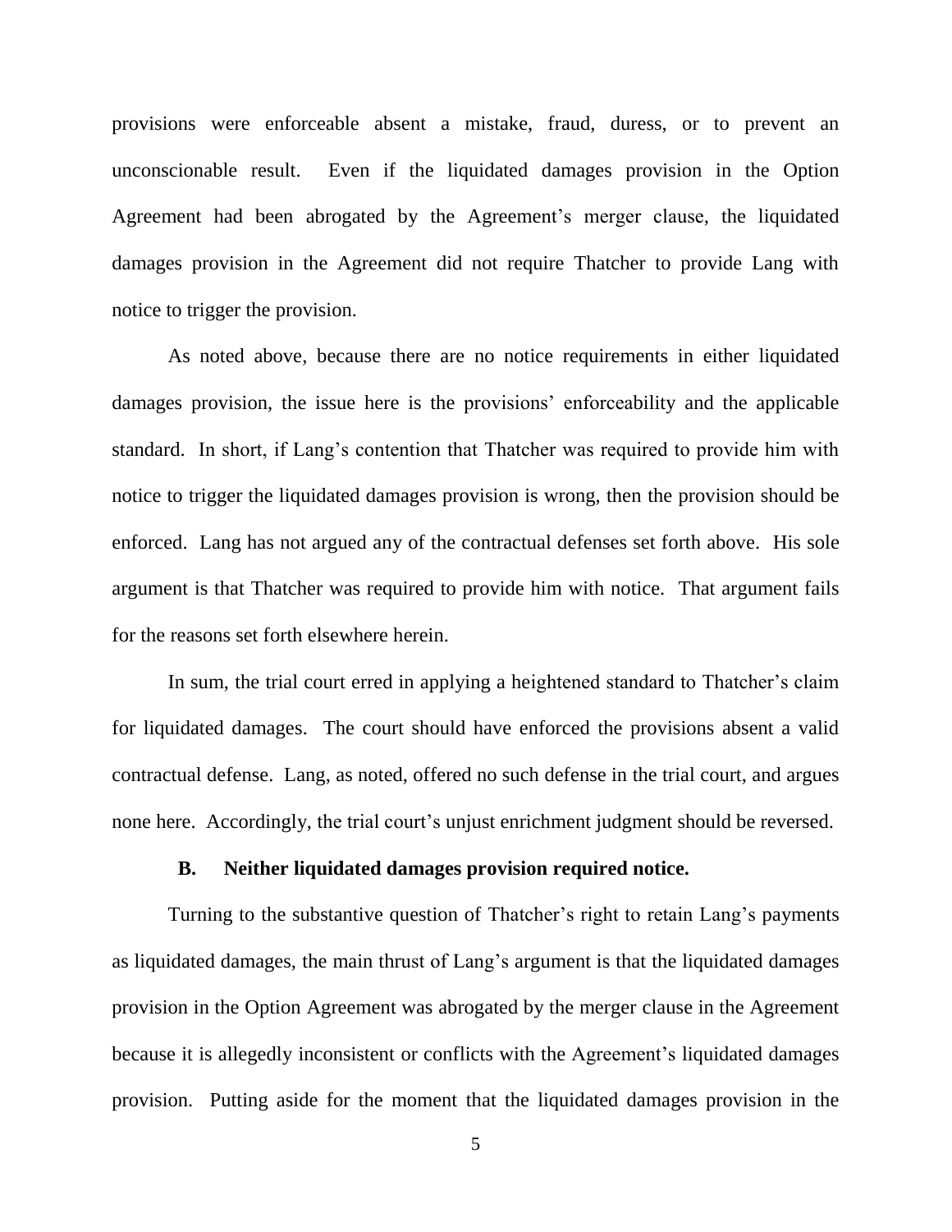provisions were enforceable absent a mistake, fraud, duress, or to prevent an unconscionable result. Even if the liquidated damages provision in the Option Agreement had been abrogated by the Agreement's merger clause, the liquidated damages provision in the Agreement did not require Thatcher to provide Lang with notice to trigger the provision.

As noted above, because there are no notice requirements in either liquidated damages provision, the issue here is the provisions' enforceability and the applicable standard. In short, if Lang's contention that Thatcher was required to provide him with notice to trigger the liquidated damages provision is wrong, then the provision should be enforced. Lang has not argued any of the contractual defenses set forth above. His sole argument is that Thatcher was required to provide him with notice. That argument fails for the reasons set forth elsewhere herein.

In sum, the trial court erred in applying a heightened standard to Thatcher's claim for liquidated damages. The court should have enforced the provisions absent a valid contractual defense. Lang, as noted, offered no such defense in the trial court, and argues none here. Accordingly, the trial court's unjust enrichment judgment should be reversed.

### B. Neither liquidated damages provision required notice.

Turning to the substantive question of Thatcher's right to retain Lang's payments as liquidated damages, the main thrust of Lang's argument is that the liquidated damages provision in the Option Agreement was abrogated by the merger clause in the Agreement because it is allegedly inconsistent or conflicts with the Agreement's liquidated damages provision. Putting aside for the moment that the liquidated damages provision in the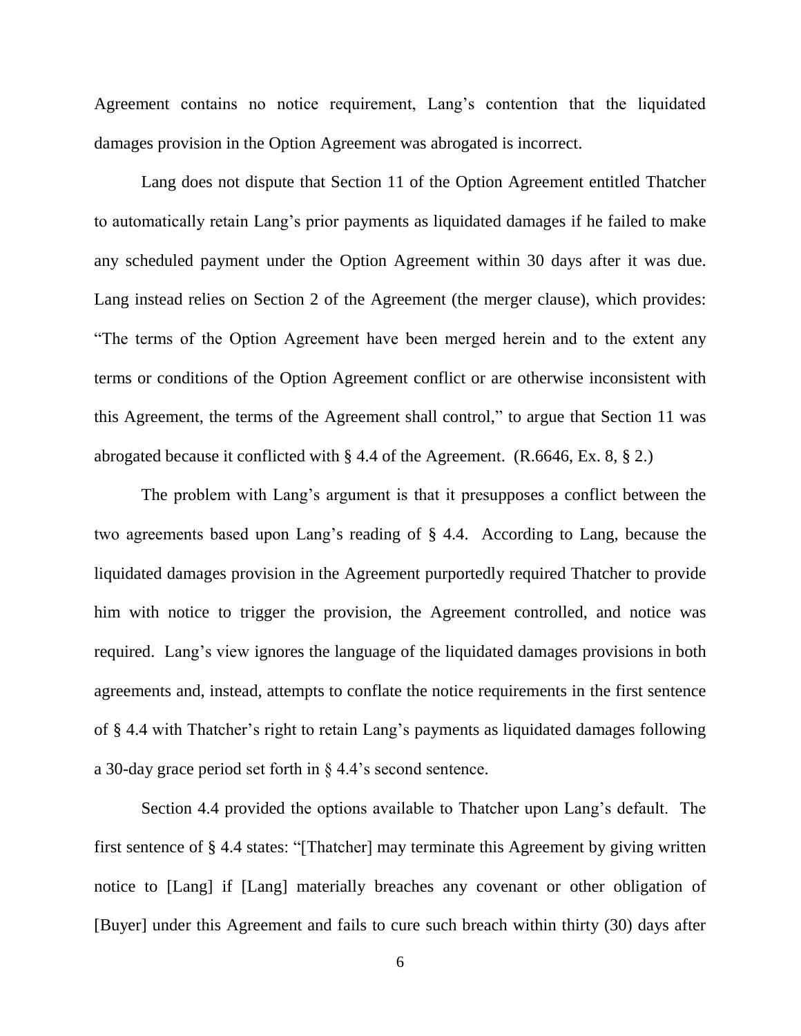Agreement contains no notice requirement, Lang's contention that the liquidated damages provision in the Option Agreement was abrogated is incorrect.

Lang does not dispute that Section 11 of the Option Agreement entitled Thatcher to automatically retain Lang's prior payments as liquidated damages if he failed to make any scheduled payment under the Option Agreement within 30 days after it was due. Lang instead relies on Section 2 of the Agreement (the merger clause), which provides: "The terms of the Option Agreement have been merged herein and to the extent any terms or conditions of the Option Agreement conflict or are otherwise inconsistent with this Agreement, the terms of the Agreement shall control," to argue that Section 11 was abrogated because it conflicted with § 4.4 of the Agreement. (R.6646, Ex. 8, § 2.)

The problem with Lang's argument is that it presupposes a conflict between the two agreements based upon Lang's reading of § 4.4. According to Lang, because the liquidated damages provision in the Agreement purportedly required Thatcher to provide him with notice to trigger the provision, the Agreement controlled, and notice was required. Lang's view ignores the language of the liquidated damages provisions in both agreements and, instead, attempts to conflate the notice requirements in the first sentence of § 4.4 with Thatcher's right to retain Lang's payments as liquidated damages following a 30-day grace period set forth in § 4.4's second sentence.

Section 4.4 provided the options available to Thatcher upon Lang's default. The first sentence of § 4.4 states: "[Thatcher] may terminate this Agreement by giving written notice to [Lang] if [Lang] materially breaches any covenant or other obligation of [Buyer] under this Agreement and fails to cure such breach within thirty (30) days after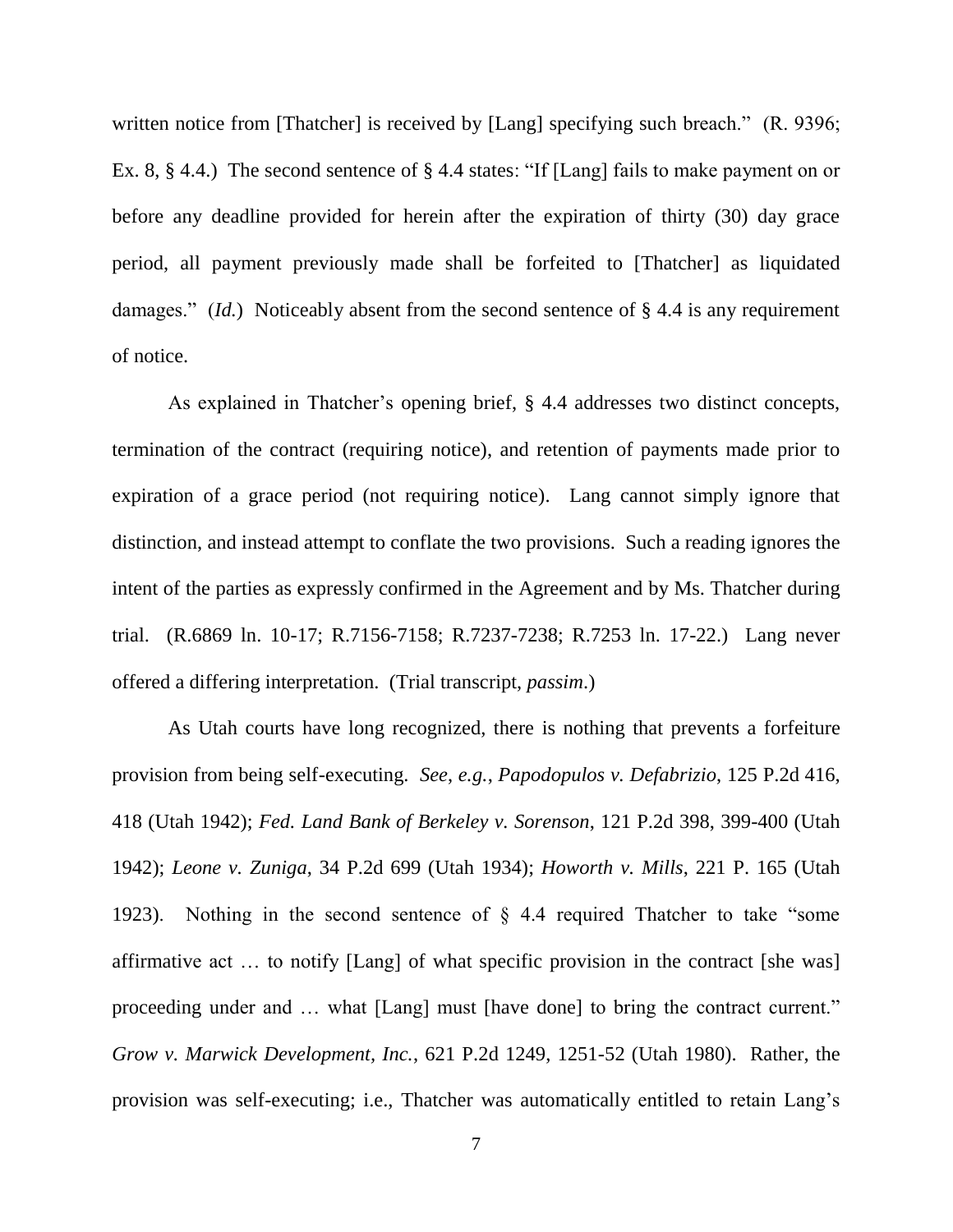written notice from [Thatcher] is received by [Lang] specifying such breach." (R. 9396; Ex. 8, § 4.4.) The second sentence of § 4.4 states: "If [Lang] fails to make payment on or before any deadline provided for herein after the expiration of thirty (30) day grace period, all payment previously made shall be forfeited to [Thatcher] as liquidated damages." (*Id.*) Noticeably absent from the second sentence of § 4.4 is any requirement of notice.

As explained in Thatcher's opening brief, § 4.4 addresses two distinct concepts, termination of the contract (requiring notice), and retention of payments made prior to expiration of a grace period (not requiring notice). Lang cannot simply ignore that distinction, and instead attempt to conflate the two provisions. Such a reading ignores the intent of the parties as expressly confirmed in the Agreement and by Ms. Thatcher during trial. (R.6869 ln. 10-17; R.7156-7158; R.7237-7238; R.7253 ln. 17-22.) Lang never offered a differing interpretation. (Trial transcript, *passim*.)

As Utah courts have long recognized, there is nothing that prevents a forfeiture provision from being self-executing. *See, e.g.*, *Papodopulos v. Defabrizio*, 125 P.2d 416, 418 (Utah 1942); *Fed. Land Bank of Berkeley v. Sorenson*, 121 P.2d 398, 399-400 (Utah 1942); *Leone v. Zuniga*, 34 P.2d 699 (Utah 1934); *Howorth v. Mills*, 221 P. 165 (Utah 1923). Nothing in the second sentence of § 4.4 required Thatcher to take "some affirmative act … to notify [Lang] of what specific provision in the contract [she was] proceeding under and … what [Lang] must [have done] to bring the contract current." *Grow v. Marwick Development, Inc.*, 621 P.2d 1249, 1251-52 (Utah 1980). Rather, the provision was self-executing; i.e., Thatcher was automatically entitled to retain Lang's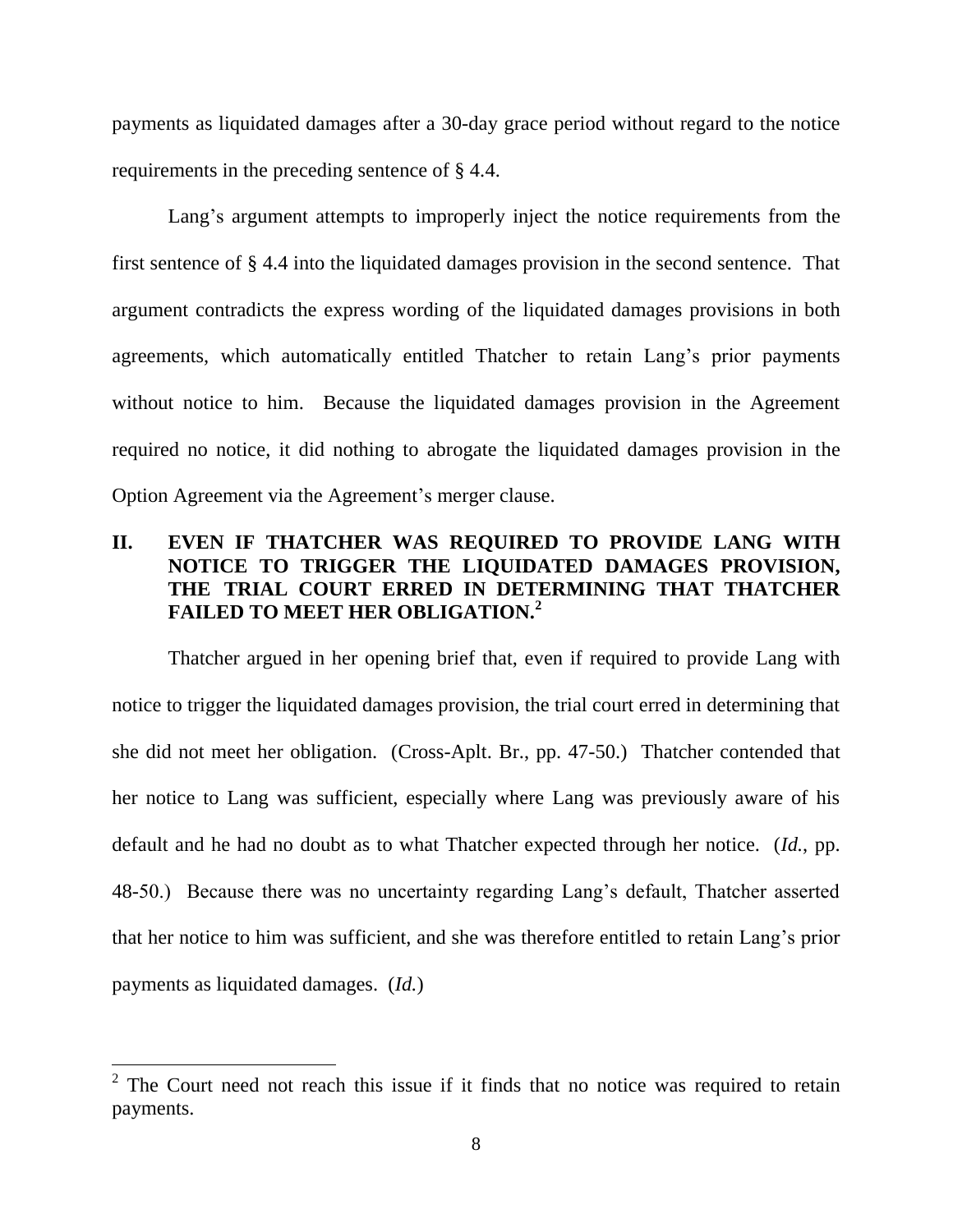payments as liquidated damages after a 30-day grace period without regard to the notice requirements in the preceding sentence of § 4.4.

Lang's argument attempts to improperly inject the notice requirements from the first sentence of § 4.4 into the liquidated damages provision in the second sentence. That argument contradicts the express wording of the liquidated damages provisions in both agreements, which automatically entitled Thatcher to retain Lang's prior payments without notice to him. Because the liquidated damages provision in the Agreement required no notice, it did nothing to abrogate the liquidated damages provision in the Option Agreement via the Agreement's merger clause.

## II. EVEN IF THATCHER WAS REQUIRED TO PROVIDE LANG WITH NOTICE TO TRIGGER THE LIQUIDATED DAMAGES PROVISION, THE TRIAL COURT ERRED IN DETERMINING THAT THATCHER FAILED TO MEET HER OBLIGATION.[2]

Thatcher argued in her opening brief that, even if required to provide Lang with notice to trigger the liquidated damages provision, the trial court erred in determining that she did not meet her obligation. (Cross-Aplt. Br., pp. 47-50.) Thatcher contended that her notice to Lang was sufficient, especially where Lang was previously aware of his default and he had no doubt as to what Thatcher expected through her notice. (*Id.*, pp. 48-50.) Because there was no uncertainty regarding Lang's default, Thatcher asserted that her notice to him was sufficient, and she was therefore entitled to retain Lang's prior payments as liquidated damages. (*Id.*)

---

[2] The Court need not reach this issue if it finds that no notice was required to retain payments.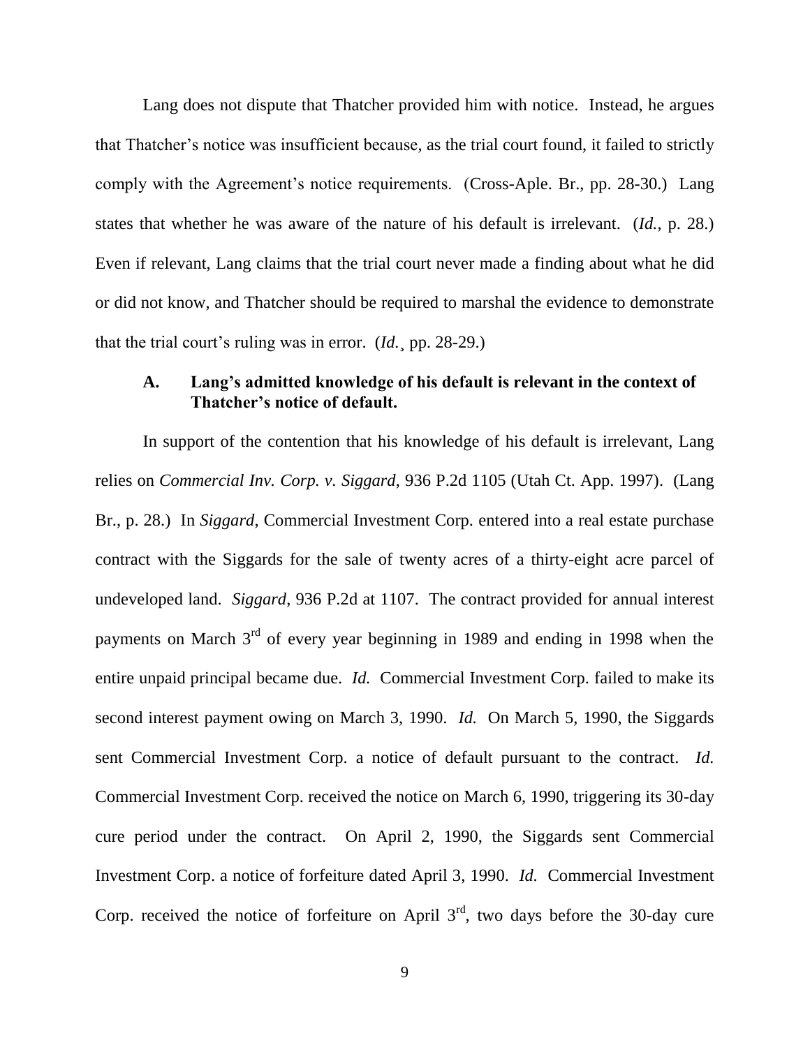Lang does not dispute that Thatcher provided him with notice. Instead, he argues that Thatcher's notice was insufficient because, as the trial court found, it failed to strictly comply with the Agreement's notice requirements. (Cross-Aple. Br., pp. 28-30.) Lang states that whether he was aware of the nature of his default is irrelevant. (*Id.*, p. 28.) Even if relevant, Lang claims that the trial court never made a finding about what he did or did not know, and Thatcher should be required to marshal the evidence to demonstrate that the trial court's ruling was in error. (*Id.*¸ pp. 28-29.)

### A. Lang's admitted knowledge of his default is relevant in the context of Thatcher's notice of default.

In support of the contention that his knowledge of his default is irrelevant, Lang relies on *Commercial Inv. Corp. v. Siggard*, 936 P.2d 1105 (Utah Ct. App. 1997). (Lang Br., p. 28.) In *Siggard*, Commercial Investment Corp. entered into a real estate purchase contract with the Siggards for the sale of twenty acres of a thirty-eight acre parcel of undeveloped land. *Siggard*, 936 P.2d at 1107. The contract provided for annual interest payments on March 3rd of every year beginning in 1989 and ending in 1998 when the entire unpaid principal became due. *Id.* Commercial Investment Corp. failed to make its second interest payment owing on March 3, 1990. *Id.* On March 5, 1990, the Siggards sent Commercial Investment Corp. a notice of default pursuant to the contract. *Id.* Commercial Investment Corp. received the notice on March 6, 1990, triggering its 30-day cure period under the contract. On April 2, 1990, the Siggards sent Commercial Investment Corp. a notice of forfeiture dated April 3, 1990. *Id.* Commercial Investment Corp. received the notice of forfeiture on April 3rd, two days before the 30-day cure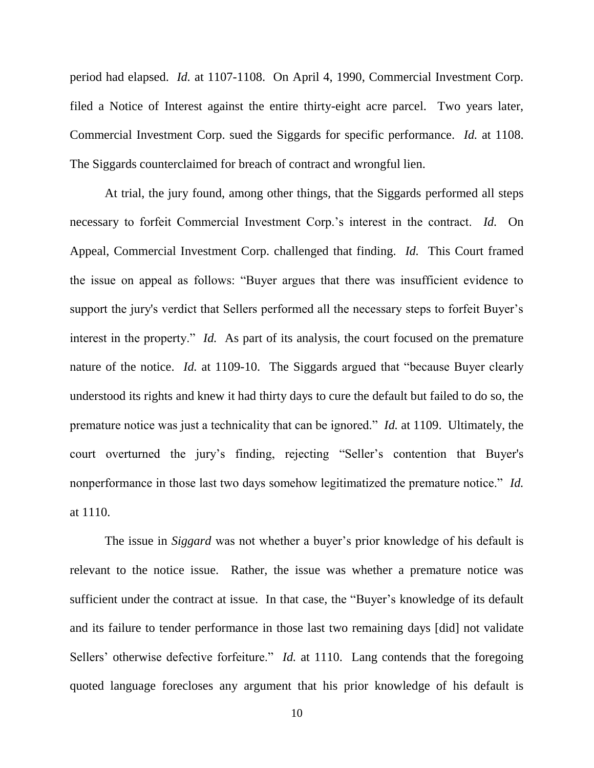period had elapsed. *Id.* at 1107-1108. On April 4, 1990, Commercial Investment Corp. filed a Notice of Interest against the entire thirty-eight acre parcel. Two years later, Commercial Investment Corp. sued the Siggards for specific performance. *Id.* at 1108. The Siggards counterclaimed for breach of contract and wrongful lien.

At trial, the jury found, among other things, that the Siggards performed all steps necessary to forfeit Commercial Investment Corp.'s interest in the contract. *Id.* On Appeal, Commercial Investment Corp. challenged that finding. *Id.* This Court framed the issue on appeal as follows: "Buyer argues that there was insufficient evidence to support the jury's verdict that Sellers performed all the necessary steps to forfeit Buyer's interest in the property." *Id.* As part of its analysis, the court focused on the premature nature of the notice. *Id.* at 1109-10. The Siggards argued that "because Buyer clearly understood its rights and knew it had thirty days to cure the default but failed to do so, the premature notice was just a technicality that can be ignored." *Id.* at 1109. Ultimately, the court overturned the jury's finding, rejecting "Seller's contention that Buyer's nonperformance in those last two days somehow legitimatized the premature notice." *Id.* at 1110.

The issue in *Siggard* was not whether a buyer's prior knowledge of his default is relevant to the notice issue. Rather, the issue was whether a premature notice was sufficient under the contract at issue. In that case, the "Buyer's knowledge of its default and its failure to tender performance in those last two remaining days [did] not validate Sellers' otherwise defective forfeiture." *Id.* at 1110. Lang contends that the foregoing quoted language forecloses any argument that his prior knowledge of his default is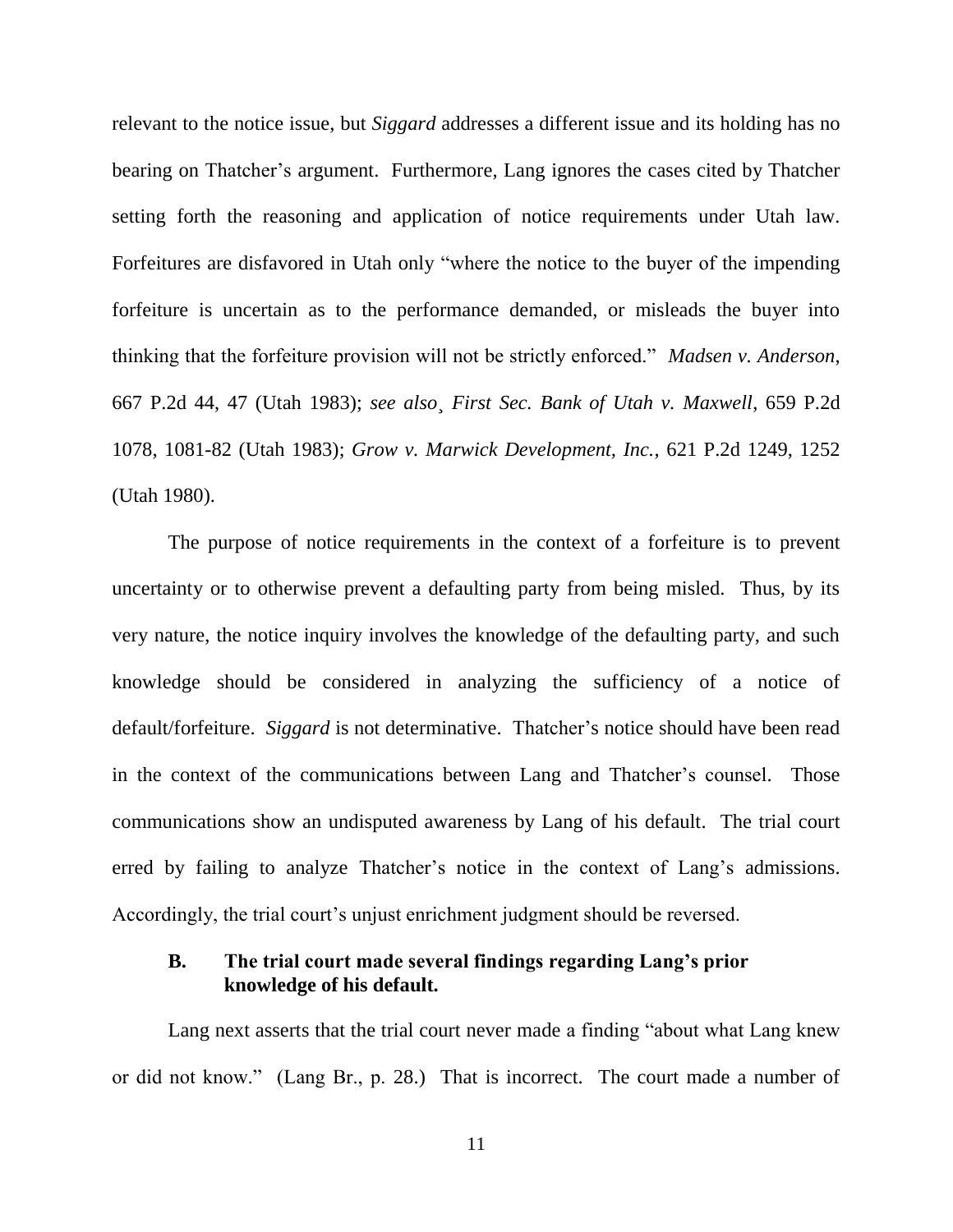relevant to the notice issue, but *Siggard* addresses a different issue and its holding has no bearing on Thatcher's argument. Furthermore, Lang ignores the cases cited by Thatcher setting forth the reasoning and application of notice requirements under Utah law. Forfeitures are disfavored in Utah only "where the notice to the buyer of the impending forfeiture is uncertain as to the performance demanded, or misleads the buyer into thinking that the forfeiture provision will not be strictly enforced." *Madsen v. Anderson*, 667 P.2d 44, 47 (Utah 1983); *see also¸ First Sec. Bank of Utah v. Maxwell*, 659 P.2d 1078, 1081-82 (Utah 1983); *Grow v. Marwick Development, Inc.*, 621 P.2d 1249, 1252 (Utah 1980).

The purpose of notice requirements in the context of a forfeiture is to prevent uncertainty or to otherwise prevent a defaulting party from being misled. Thus, by its very nature, the notice inquiry involves the knowledge of the defaulting party, and such knowledge should be considered in analyzing the sufficiency of a notice of default/forfeiture. *Siggard* is not determinative. Thatcher's notice should have been read in the context of the communications between Lang and Thatcher's counsel. Those communications show an undisputed awareness by Lang of his default. The trial court erred by failing to analyze Thatcher's notice in the context of Lang's admissions. Accordingly, the trial court's unjust enrichment judgment should be reversed.

### B. The trial court made several findings regarding Lang's prior knowledge of his default.

Lang next asserts that the trial court never made a finding "about what Lang knew or did not know." (Lang Br., p. 28.) That is incorrect. The court made a number of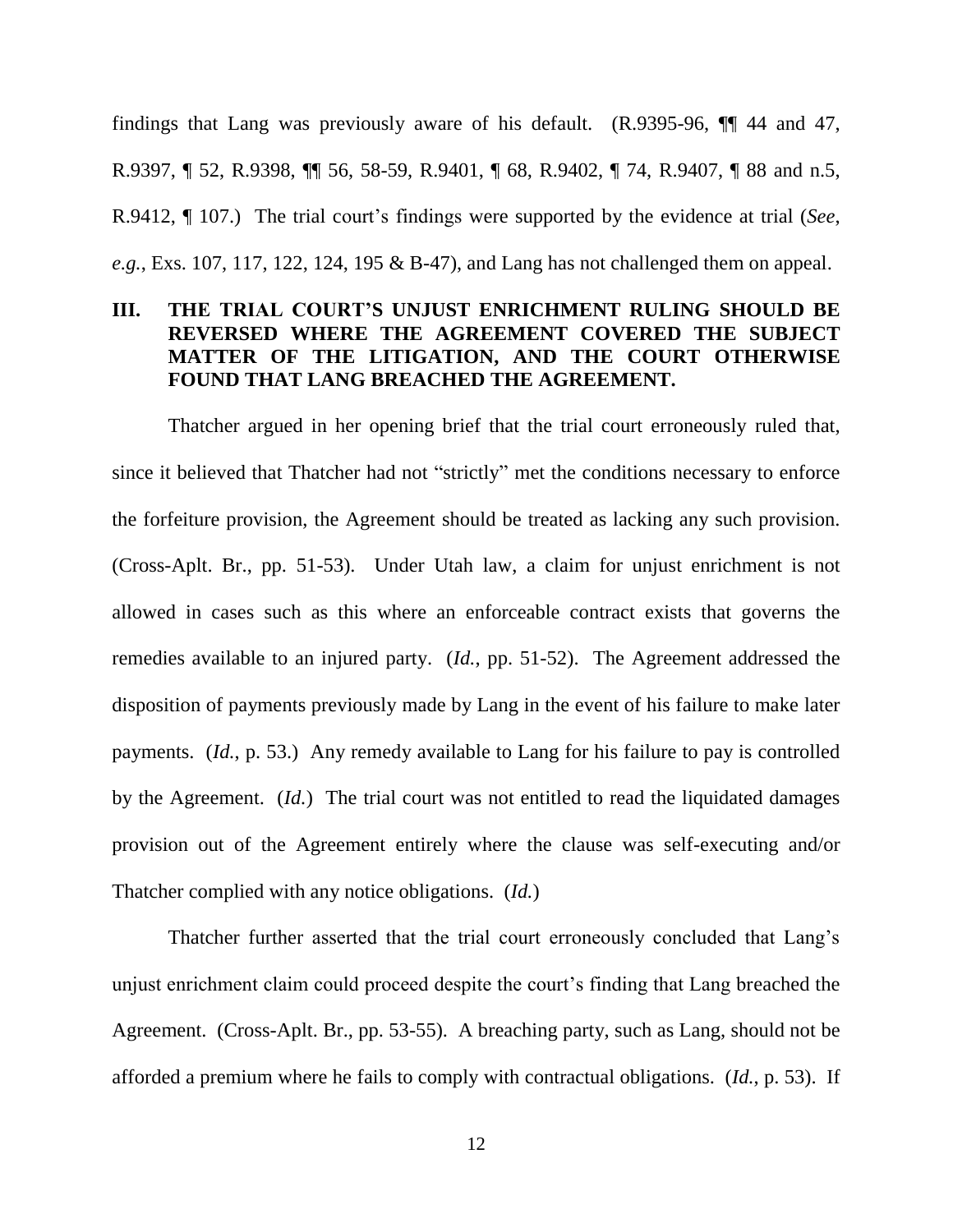findings that Lang was previously aware of his default. (R.9395-96, ¶¶ 44 and 47, R.9397, ¶ 52, R.9398, ¶¶ 56, 58-59, R.9401, ¶ 68, R.9402, ¶ 74, R.9407, ¶ 88 and n.5, R.9412, ¶ 107.) The trial court's findings were supported by the evidence at trial (*See, e.g.*, Exs. 107, 117, 122, 124, 195 & B-47), and Lang has not challenged them on appeal.

## III. THE TRIAL COURT'S UNJUST ENRICHMENT RULING SHOULD BE REVERSED WHERE THE AGREEMENT COVERED THE SUBJECT MATTER OF THE LITIGATION, AND THE COURT OTHERWISE FOUND THAT LANG BREACHED THE AGREEMENT.

Thatcher argued in her opening brief that the trial court erroneously ruled that, since it believed that Thatcher had not "strictly" met the conditions necessary to enforce the forfeiture provision, the Agreement should be treated as lacking any such provision. (Cross-Aplt. Br., pp. 51-53). Under Utah law, a claim for unjust enrichment is not allowed in cases such as this where an enforceable contract exists that governs the remedies available to an injured party. (*Id.*, pp. 51-52). The Agreement addressed the disposition of payments previously made by Lang in the event of his failure to make later payments. (*Id.*, p. 53.) Any remedy available to Lang for his failure to pay is controlled by the Agreement. (*Id.*) The trial court was not entitled to read the liquidated damages provision out of the Agreement entirely where the clause was self-executing and/or Thatcher complied with any notice obligations. (*Id.*)

Thatcher further asserted that the trial court erroneously concluded that Lang's unjust enrichment claim could proceed despite the court's finding that Lang breached the Agreement. (Cross-Aplt. Br., pp. 53-55). A breaching party, such as Lang, should not be afforded a premium where he fails to comply with contractual obligations. (*Id.*, p. 53). If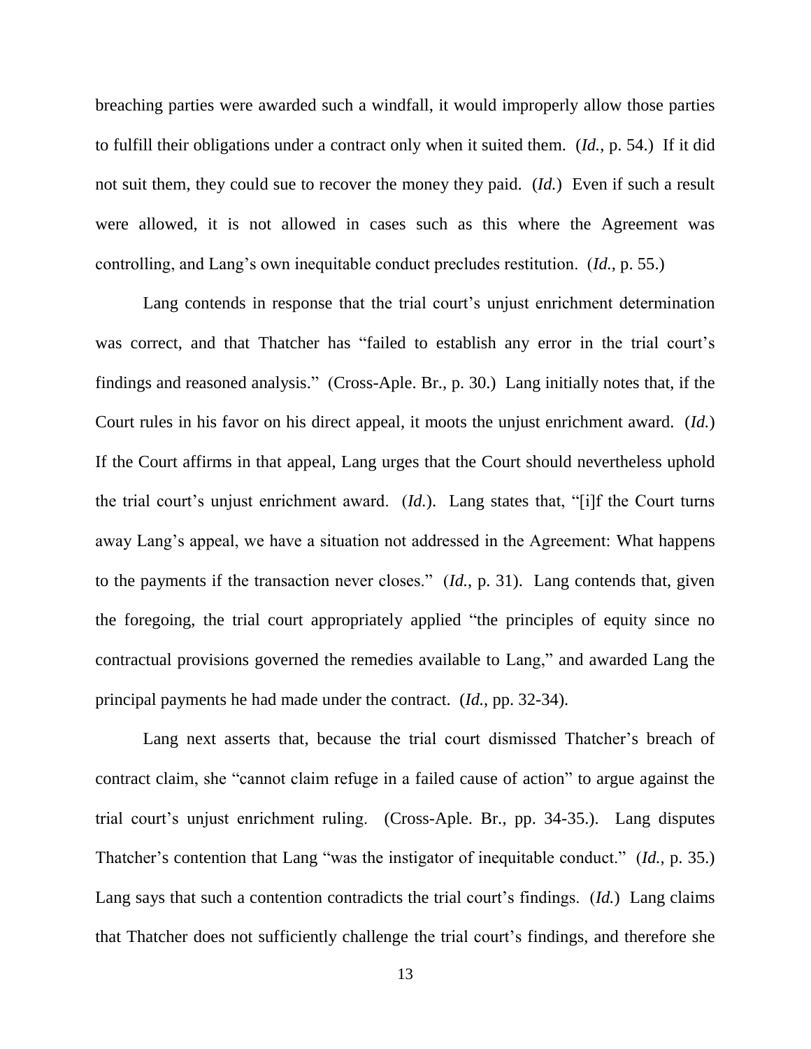breaching parties were awarded such a windfall, it would improperly allow those parties to fulfill their obligations under a contract only when it suited them. (*Id.*, p. 54.) If it did not suit them, they could sue to recover the money they paid. (*Id.*) Even if such a result were allowed, it is not allowed in cases such as this where the Agreement was controlling, and Lang's own inequitable conduct precludes restitution. (*Id.*, p. 55.)

Lang contends in response that the trial court's unjust enrichment determination was correct, and that Thatcher has "failed to establish any error in the trial court's findings and reasoned analysis." (Cross-Aple. Br., p. 30.) Lang initially notes that, if the Court rules in his favor on his direct appeal, it moots the unjust enrichment award. (*Id.*) If the Court affirms in that appeal, Lang urges that the Court should nevertheless uphold the trial court's unjust enrichment award. (*Id.*). Lang states that, "[i]f the Court turns away Lang's appeal, we have a situation not addressed in the Agreement: What happens to the payments if the transaction never closes." (*Id.*, p. 31). Lang contends that, given the foregoing, the trial court appropriately applied "the principles of equity since no contractual provisions governed the remedies available to Lang," and awarded Lang the principal payments he had made under the contract. (*Id.*, pp. 32-34).

Lang next asserts that, because the trial court dismissed Thatcher's breach of contract claim, she "cannot claim refuge in a failed cause of action" to argue against the trial court's unjust enrichment ruling. (Cross-Aple. Br., pp. 34-35.). Lang disputes Thatcher's contention that Lang "was the instigator of inequitable conduct." (*Id.*, p. 35.) Lang says that such a contention contradicts the trial court's findings. (*Id.*) Lang claims that Thatcher does not sufficiently challenge the trial court's findings, and therefore she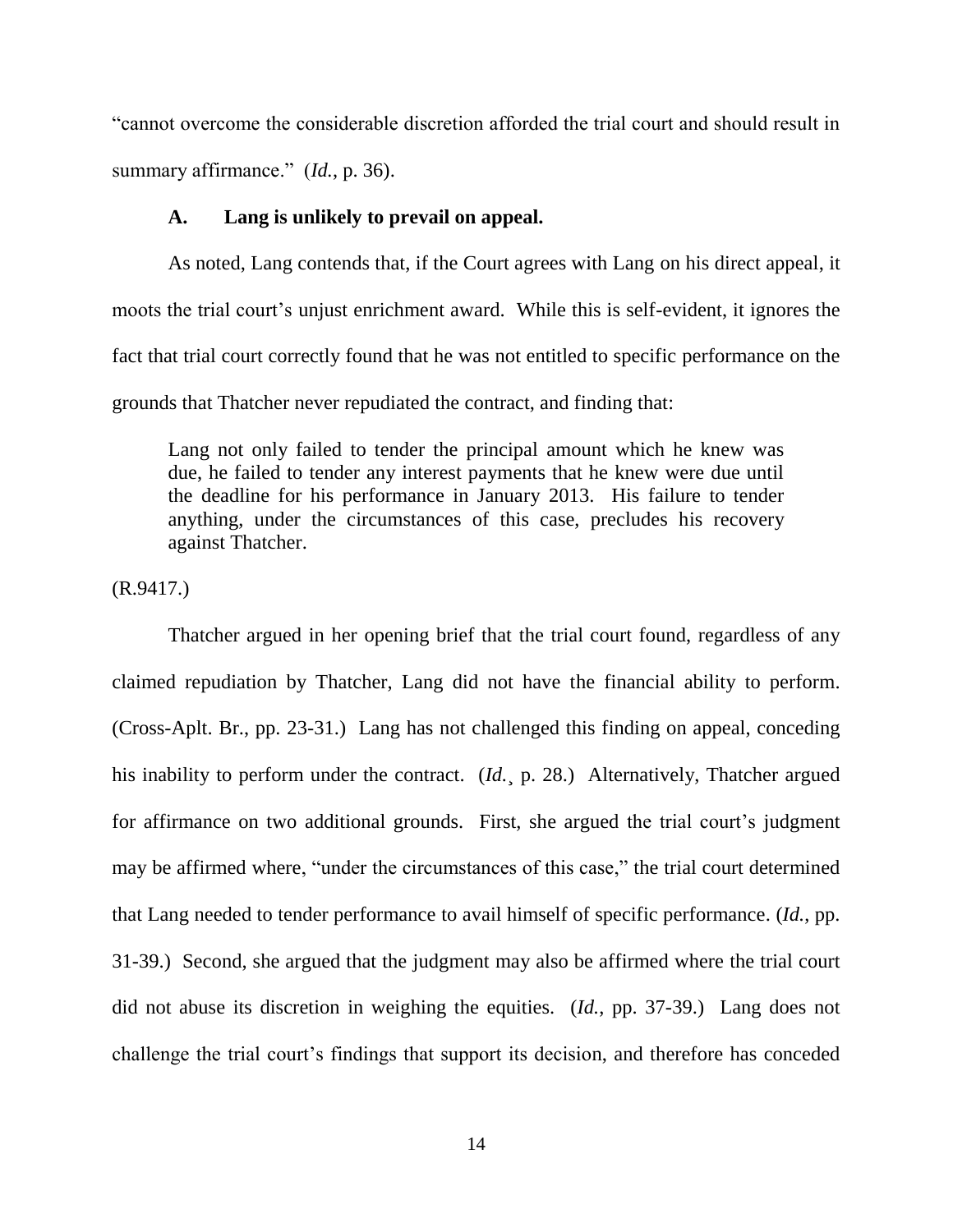"cannot overcome the considerable discretion afforded the trial court and should result in summary affirmance." (*Id.*, p. 36).

### A. Lang is unlikely to prevail on appeal.

As noted, Lang contends that, if the Court agrees with Lang on his direct appeal, it moots the trial court's unjust enrichment award. While this is self-evident, it ignores the fact that trial court correctly found that he was not entitled to specific performance on the grounds that Thatcher never repudiated the contract, and finding that:

> Lang not only failed to tender the principal amount which he knew was due, he failed to tender any interest payments that he knew were due until the deadline for his performance in January 2013. His failure to tender anything, under the circumstances of this case, precludes his recovery against Thatcher.

(R.9417.)

Thatcher argued in her opening brief that the trial court found, regardless of any claimed repudiation by Thatcher, Lang did not have the financial ability to perform. (Cross-Aplt. Br., pp. 23-31.) Lang has not challenged this finding on appeal, conceding his inability to perform under the contract. (*Id.*¸ p. 28.) Alternatively, Thatcher argued for affirmance on two additional grounds. First, she argued the trial court's judgment may be affirmed where, "under the circumstances of this case," the trial court determined that Lang needed to tender performance to avail himself of specific performance. (*Id.*, pp. 31-39.) Second, she argued that the judgment may also be affirmed where the trial court did not abuse its discretion in weighing the equities. (*Id.*, pp. 37-39.) Lang does not challenge the trial court's findings that support its decision, and therefore has conceded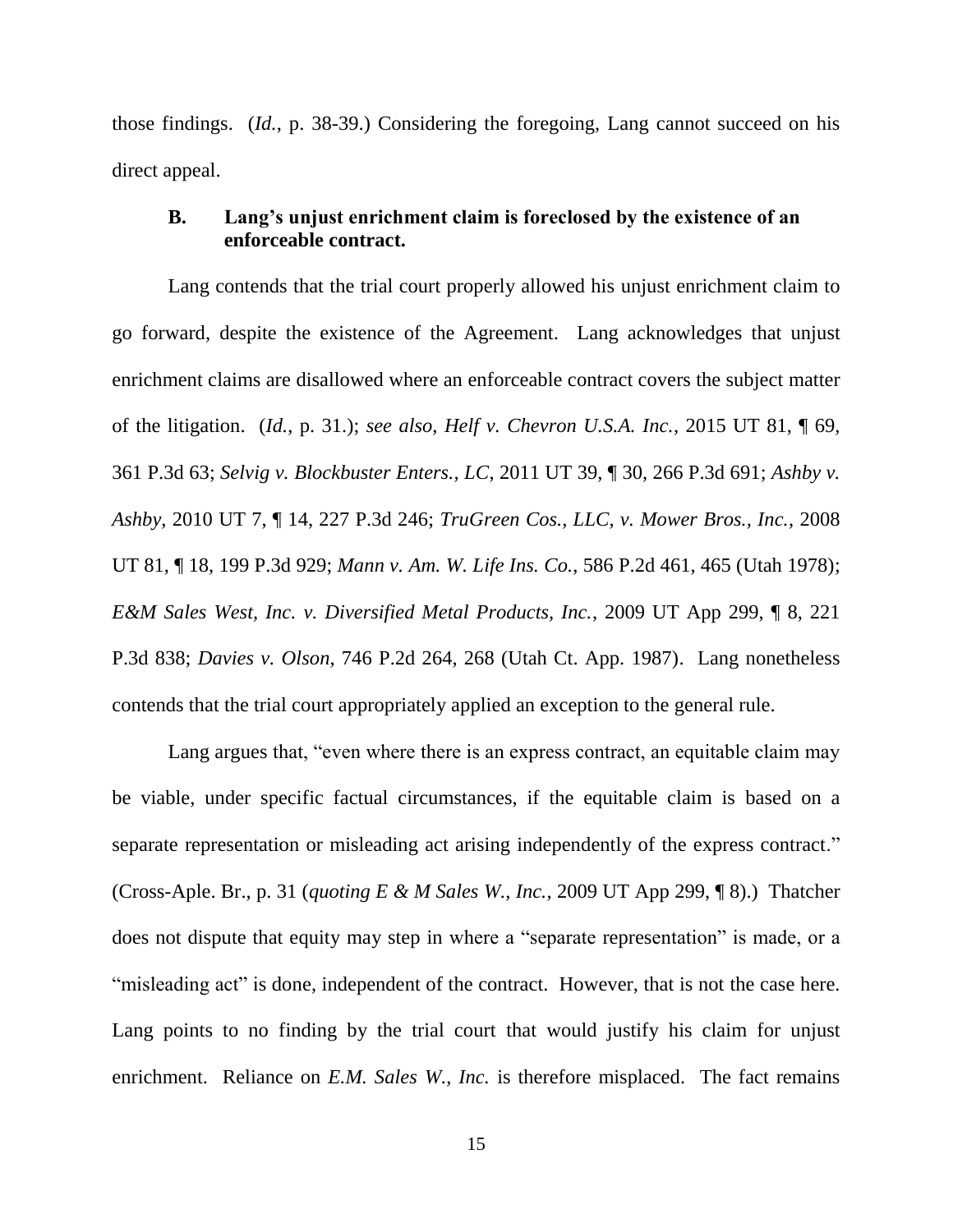those findings. (*Id.*, p. 38-39.) Considering the foregoing, Lang cannot succeed on his direct appeal.

### B. Lang's unjust enrichment claim is foreclosed by the existence of an enforceable contract.

Lang contends that the trial court properly allowed his unjust enrichment claim to go forward, despite the existence of the Agreement. Lang acknowledges that unjust enrichment claims are disallowed where an enforceable contract covers the subject matter of the litigation. (*Id.*, p. 31.); *see also*, *Helf v. Chevron U.S.A. Inc.*, 2015 UT 81, ¶ 69, 361 P.3d 63; *Selvig v. Blockbuster Enters., LC*, 2011 UT 39, ¶ 30, 266 P.3d 691; *Ashby v. Ashby*, 2010 UT 7, ¶ 14, 227 P.3d 246; *TruGreen Cos., LLC, v. Mower Bros., Inc.*, 2008 UT 81, ¶ 18, 199 P.3d 929; *Mann v. Am. W. Life Ins. Co.*, 586 P.2d 461, 465 (Utah 1978); *E&M Sales West, Inc. v. Diversified Metal Products, Inc.*, 2009 UT App 299, ¶ 8, 221 P.3d 838; *Davies v. Olson*, 746 P.2d 264, 268 (Utah Ct. App. 1987). Lang nonetheless contends that the trial court appropriately applied an exception to the general rule.

Lang argues that, "even where there is an express contract, an equitable claim may be viable, under specific factual circumstances, if the equitable claim is based on a separate representation or misleading act arising independently of the express contract." (Cross-Aple. Br., p. 31 (*quoting E & M Sales W., Inc.*, 2009 UT App 299, ¶ 8).) Thatcher does not dispute that equity may step in where a "separate representation" is made, or a "misleading act" is done, independent of the contract. However, that is not the case here. Lang points to no finding by the trial court that would justify his claim for unjust enrichment. Reliance on *E.M. Sales W., Inc.* is therefore misplaced. The fact remains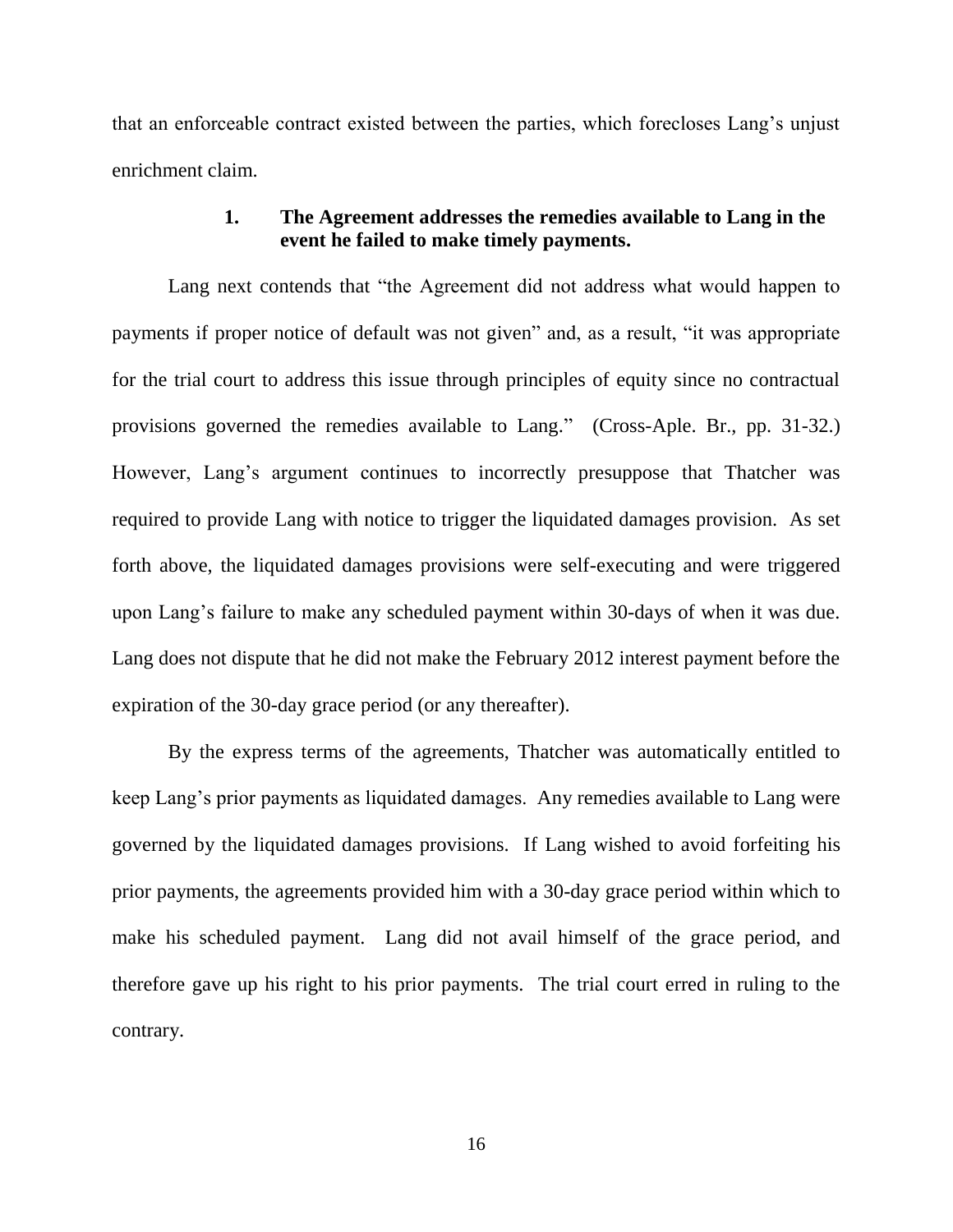that an enforceable contract existed between the parties, which forecloses Lang's unjust enrichment claim.

### 1. The Agreement addresses the remedies available to Lang in the event he failed to make timely payments.

Lang next contends that "the Agreement did not address what would happen to payments if proper notice of default was not given" and, as a result, "it was appropriate for the trial court to address this issue through principles of equity since no contractual provisions governed the remedies available to Lang." (Cross-Aple. Br., pp. 31-32.) However, Lang's argument continues to incorrectly presuppose that Thatcher was required to provide Lang with notice to trigger the liquidated damages provision. As set forth above, the liquidated damages provisions were self-executing and were triggered upon Lang's failure to make any scheduled payment within 30-days of when it was due. Lang does not dispute that he did not make the February 2012 interest payment before the expiration of the 30-day grace period (or any thereafter).

By the express terms of the agreements, Thatcher was automatically entitled to keep Lang's prior payments as liquidated damages. Any remedies available to Lang were governed by the liquidated damages provisions. If Lang wished to avoid forfeiting his prior payments, the agreements provided him with a 30-day grace period within which to make his scheduled payment. Lang did not avail himself of the grace period, and therefore gave up his right to his prior payments. The trial court erred in ruling to the contrary.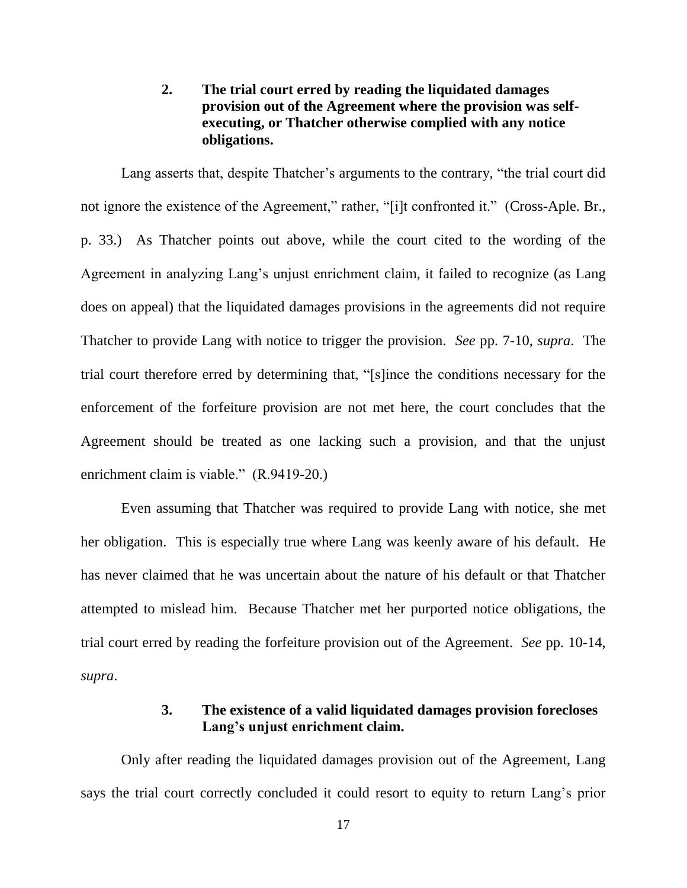### 2. The trial court erred by reading the liquidated damages provision out of the Agreement where the provision was self-executing, or Thatcher otherwise complied with any notice obligations.

Lang asserts that, despite Thatcher's arguments to the contrary, "the trial court did not ignore the existence of the Agreement," rather, "[i]t confronted it." (Cross-Aple. Br., p. 33.) As Thatcher points out above, while the court cited to the wording of the Agreement in analyzing Lang's unjust enrichment claim, it failed to recognize (as Lang does on appeal) that the liquidated damages provisions in the agreements did not require Thatcher to provide Lang with notice to trigger the provision. *See* pp. 7-10, *supra*. The trial court therefore erred by determining that, "[s]ince the conditions necessary for the enforcement of the forfeiture provision are not met here, the court concludes that the Agreement should be treated as one lacking such a provision, and that the unjust enrichment claim is viable." (R.9419-20.)

Even assuming that Thatcher was required to provide Lang with notice, she met her obligation. This is especially true where Lang was keenly aware of his default. He has never claimed that he was uncertain about the nature of his default or that Thatcher attempted to mislead him. Because Thatcher met her purported notice obligations, the trial court erred by reading the forfeiture provision out of the Agreement. *See* pp. 10-14, *supra*.

### 3. The existence of a valid liquidated damages provision forecloses Lang's unjust enrichment claim.

Only after reading the liquidated damages provision out of the Agreement, Lang says the trial court correctly concluded it could resort to equity to return Lang's prior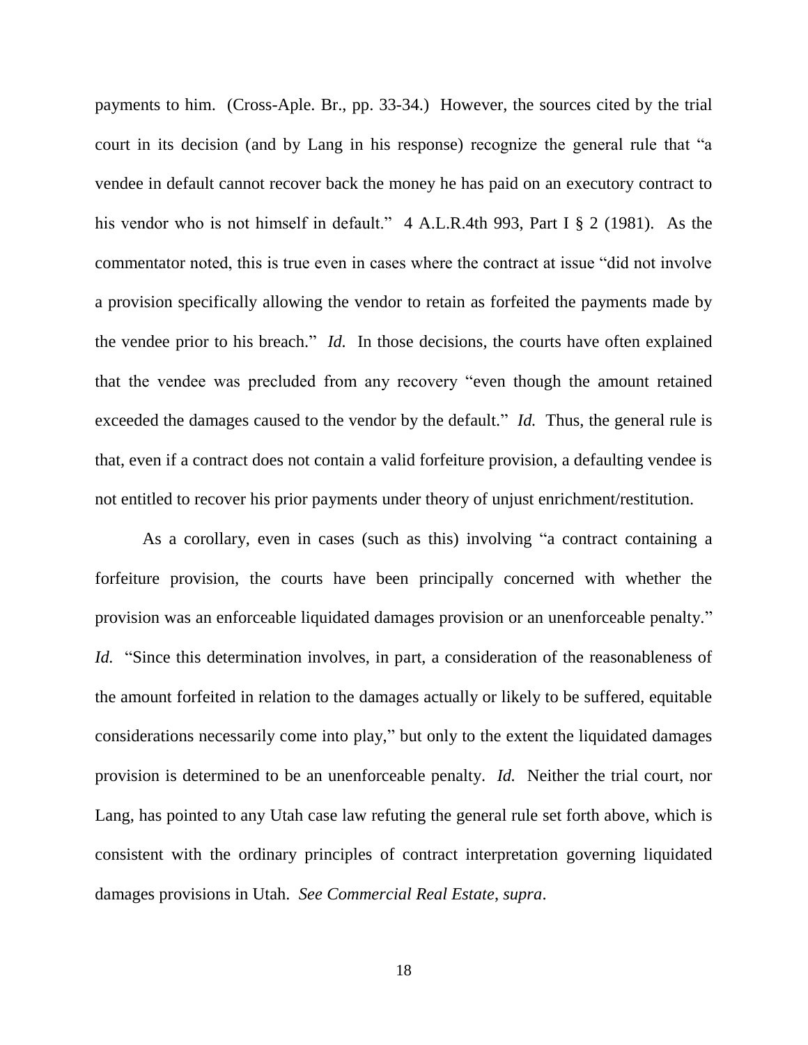payments to him. (Cross-Aple. Br., pp. 33-34.) However, the sources cited by the trial court in its decision (and by Lang in his response) recognize the general rule that "a vendee in default cannot recover back the money he has paid on an executory contract to his vendor who is not himself in default." 4 A.L.R.4th 993, Part I § 2 (1981). As the commentator noted, this is true even in cases where the contract at issue "did not involve a provision specifically allowing the vendor to retain as forfeited the payments made by the vendee prior to his breach." *Id.* In those decisions, the courts have often explained that the vendee was precluded from any recovery "even though the amount retained exceeded the damages caused to the vendor by the default." *Id.* Thus, the general rule is that, even if a contract does not contain a valid forfeiture provision, a defaulting vendee is not entitled to recover his prior payments under theory of unjust enrichment/restitution.

As a corollary, even in cases (such as this) involving "a contract containing a forfeiture provision, the courts have been principally concerned with whether the provision was an enforceable liquidated damages provision or an unenforceable penalty." *Id.* "Since this determination involves, in part, a consideration of the reasonableness of the amount forfeited in relation to the damages actually or likely to be suffered, equitable considerations necessarily come into play," but only to the extent the liquidated damages provision is determined to be an unenforceable penalty. *Id.* Neither the trial court, nor Lang, has pointed to any Utah case law refuting the general rule set forth above, which is consistent with the ordinary principles of contract interpretation governing liquidated damages provisions in Utah. *See Commercial Real Estate*, *supra*.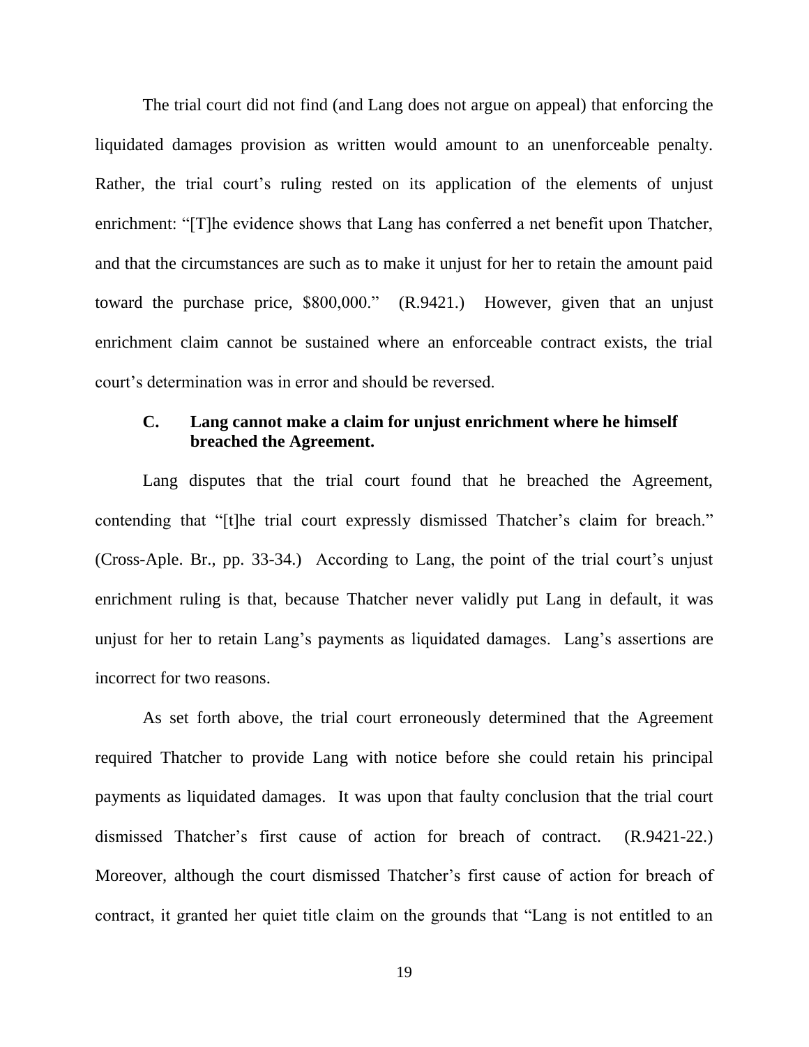The trial court did not find (and Lang does not argue on appeal) that enforcing the liquidated damages provision as written would amount to an unenforceable penalty. Rather, the trial court's ruling rested on its application of the elements of unjust enrichment: "[T]he evidence shows that Lang has conferred a net benefit upon Thatcher, and that the circumstances are such as to make it unjust for her to retain the amount paid toward the purchase price, $800,000." (R.9421.) However, given that an unjust enrichment claim cannot be sustained where an enforceable contract exists, the trial court's determination was in error and should be reversed.

### C. Lang cannot make a claim for unjust enrichment where he himself breached the Agreement.

Lang disputes that the trial court found that he breached the Agreement, contending that "[t]he trial court expressly dismissed Thatcher's claim for breach." (Cross-Aple. Br., pp. 33-34.) According to Lang, the point of the trial court's unjust enrichment ruling is that, because Thatcher never validly put Lang in default, it was unjust for her to retain Lang's payments as liquidated damages. Lang's assertions are incorrect for two reasons.

As set forth above, the trial court erroneously determined that the Agreement required Thatcher to provide Lang with notice before she could retain his principal payments as liquidated damages. It was upon that faulty conclusion that the trial court dismissed Thatcher's first cause of action for breach of contract. (R.9421-22.) Moreover, although the court dismissed Thatcher's first cause of action for breach of contract, it granted her quiet title claim on the grounds that "Lang is not entitled to an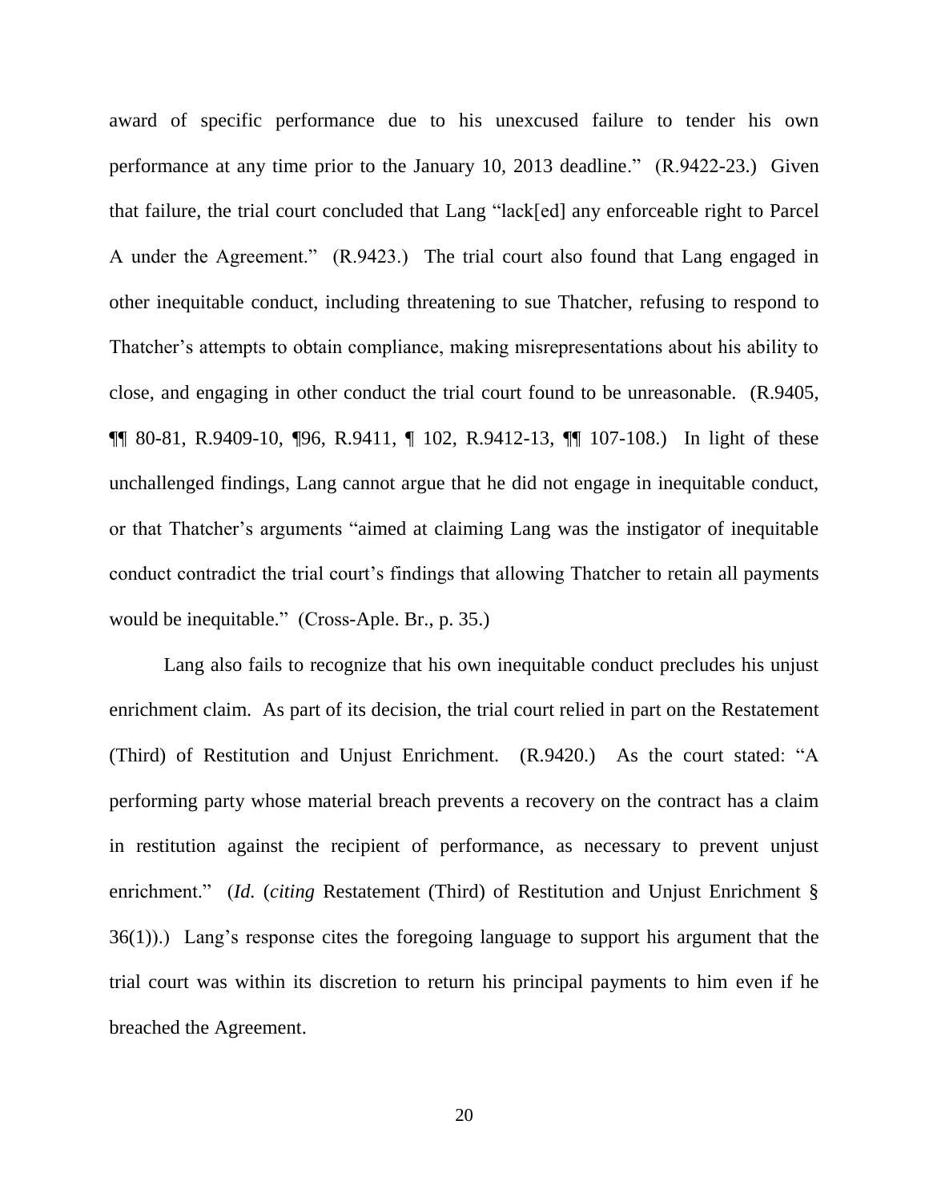award of specific performance due to his unexcused failure to tender his own performance at any time prior to the January 10, 2013 deadline." (R.9422-23.) Given that failure, the trial court concluded that Lang "lack[ed] any enforceable right to Parcel A under the Agreement." (R.9423.) The trial court also found that Lang engaged in other inequitable conduct, including threatening to sue Thatcher, refusing to respond to Thatcher's attempts to obtain compliance, making misrepresentations about his ability to close, and engaging in other conduct the trial court found to be unreasonable. (R.9405, ¶¶ 80-81, R.9409-10, ¶96, R.9411, ¶ 102, R.9412-13, ¶¶ 107-108.) In light of these unchallenged findings, Lang cannot argue that he did not engage in inequitable conduct, or that Thatcher's arguments "aimed at claiming Lang was the instigator of inequitable conduct contradict the trial court's findings that allowing Thatcher to retain all payments would be inequitable." (Cross-Aple. Br., p. 35.)

Lang also fails to recognize that his own inequitable conduct precludes his unjust enrichment claim. As part of its decision, the trial court relied in part on the Restatement (Third) of Restitution and Unjust Enrichment. (R.9420.) As the court stated: "A performing party whose material breach prevents a recovery on the contract has a claim in restitution against the recipient of performance, as necessary to prevent unjust enrichment." (*Id.* (*citing* Restatement (Third) of Restitution and Unjust Enrichment § 36(1)).) Lang's response cites the foregoing language to support his argument that the trial court was within its discretion to return his principal payments to him even if he breached the Agreement.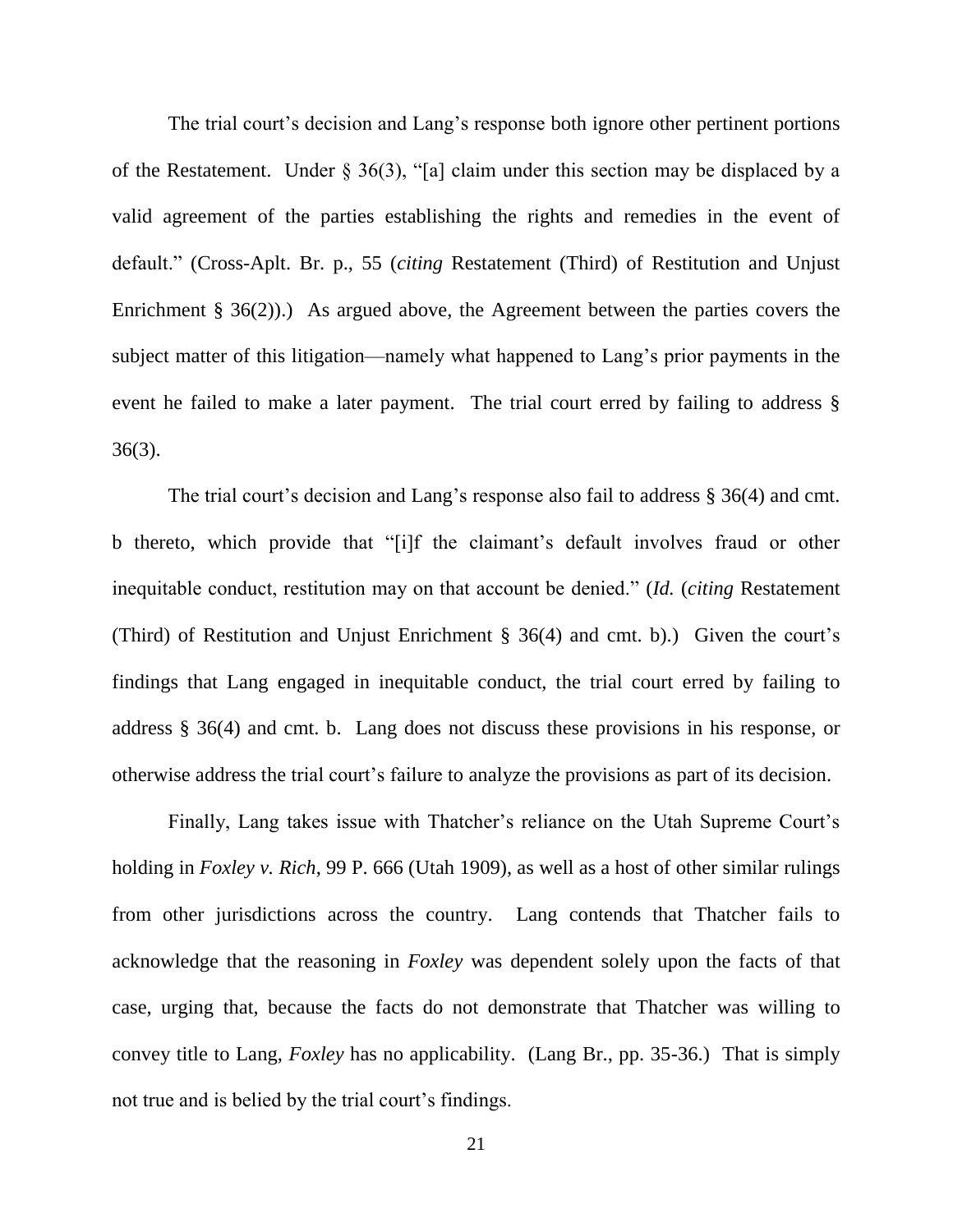The trial court's decision and Lang's response both ignore other pertinent portions of the Restatement. Under § 36(3), "[a] claim under this section may be displaced by a valid agreement of the parties establishing the rights and remedies in the event of default." (Cross-Aplt. Br. p., 55 (*citing* Restatement (Third) of Restitution and Unjust Enrichment § 36(2)).) As argued above, the Agreement between the parties covers the subject matter of this litigation—namely what happened to Lang's prior payments in the event he failed to make a later payment. The trial court erred by failing to address § 36(3).

The trial court's decision and Lang's response also fail to address § 36(4) and cmt. b thereto, which provide that "[i]f the claimant's default involves fraud or other inequitable conduct, restitution may on that account be denied." (*Id.* (*citing* Restatement (Third) of Restitution and Unjust Enrichment § 36(4) and cmt. b).) Given the court's findings that Lang engaged in inequitable conduct, the trial court erred by failing to address § 36(4) and cmt. b. Lang does not discuss these provisions in his response, or otherwise address the trial court's failure to analyze the provisions as part of its decision.

Finally, Lang takes issue with Thatcher's reliance on the Utah Supreme Court's holding in *Foxley v. Rich*, 99 P. 666 (Utah 1909), as well as a host of other similar rulings from other jurisdictions across the country. Lang contends that Thatcher fails to acknowledge that the reasoning in *Foxley* was dependent solely upon the facts of that case, urging that, because the facts do not demonstrate that Thatcher was willing to convey title to Lang, *Foxley* has no applicability. (Lang Br., pp. 35-36.) That is simply not true and is belied by the trial court's findings.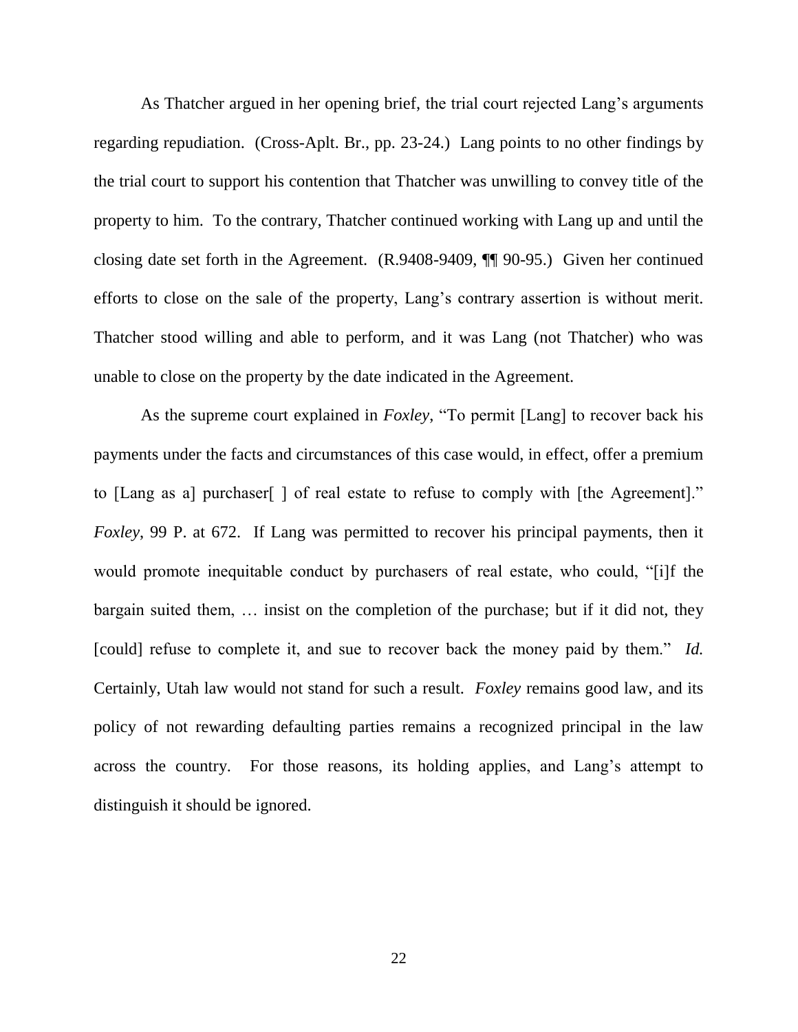As Thatcher argued in her opening brief, the trial court rejected Lang's arguments regarding repudiation. (Cross-Aplt. Br., pp. 23-24.) Lang points to no other findings by the trial court to support his contention that Thatcher was unwilling to convey title of the property to him. To the contrary, Thatcher continued working with Lang up and until the closing date set forth in the Agreement. (R.9408-9409, ¶¶ 90-95.) Given her continued efforts to close on the sale of the property, Lang's contrary assertion is without merit. Thatcher stood willing and able to perform, and it was Lang (not Thatcher) who was unable to close on the property by the date indicated in the Agreement.

As the supreme court explained in *Foxley*, "To permit [Lang] to recover back his payments under the facts and circumstances of this case would, in effect, offer a premium to [Lang as a] purchaser[ ] of real estate to refuse to comply with [the Agreement]." *Foxley*, 99 P. at 672. If Lang was permitted to recover his principal payments, then it would promote inequitable conduct by purchasers of real estate, who could, "[i]f the bargain suited them, … insist on the completion of the purchase; but if it did not, they [could] refuse to complete it, and sue to recover back the money paid by them." *Id.* Certainly, Utah law would not stand for such a result. *Foxley* remains good law, and its policy of not rewarding defaulting parties remains a recognized principal in the law across the country. For those reasons, its holding applies, and Lang's attempt to distinguish it should be ignored.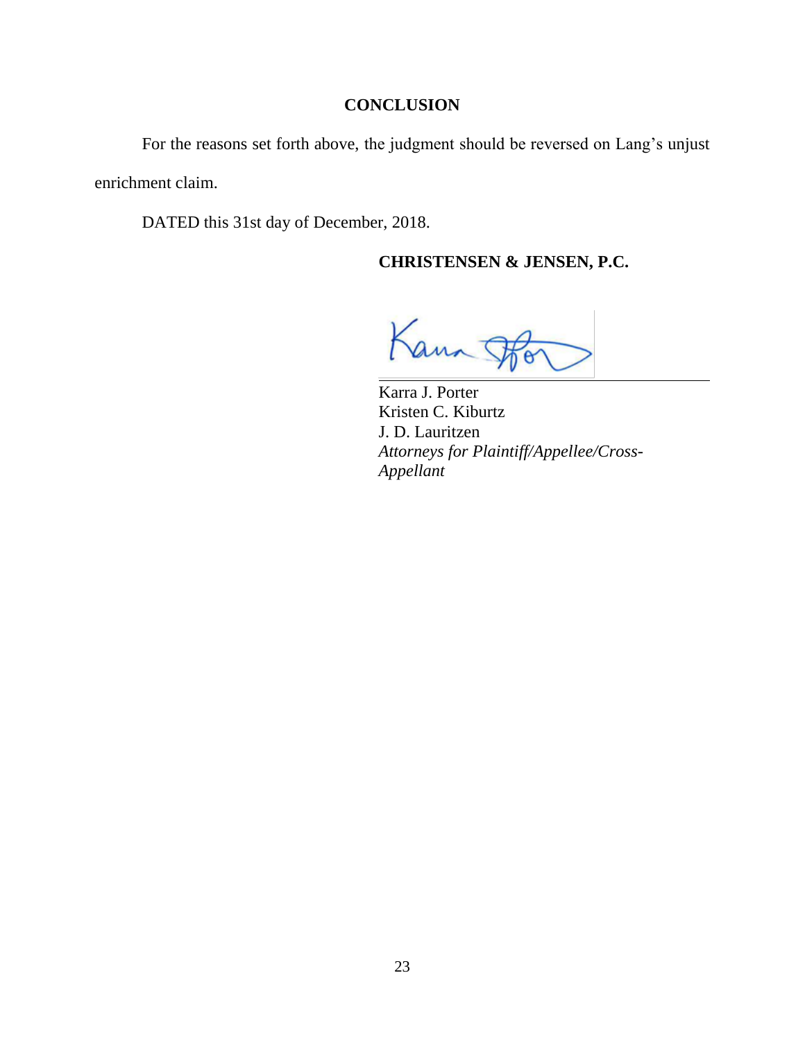## CONCLUSION

For the reasons set forth above, the judgment should be reversed on Lang's unjust enrichment claim.

DATED this 31st day of December, 2018.

**CHRISTENSEN & JENSEN, P.C.**

Karra J. Porter
Kristen C. Kiburtz
J. D. Lauritzen
*Attorneys for Plaintiff/Appellee/Cross-Appellant*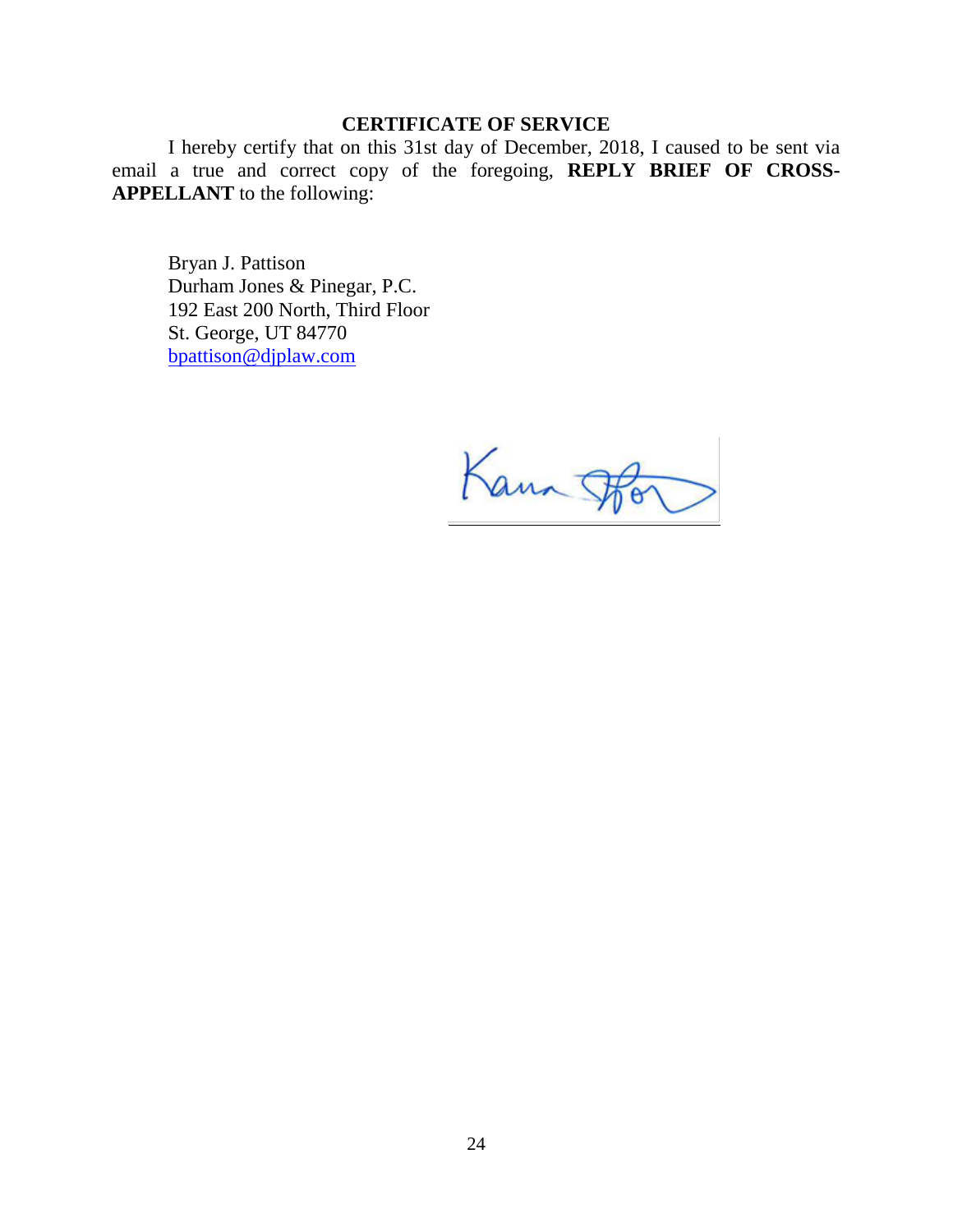## CERTIFICATE OF SERVICE

I hereby certify that on this 31st day of December, 2018, I caused to be sent via email a true and correct copy of the foregoing, **REPLY BRIEF OF CROSS-APPELLANT** to the following:

Bryan J. Pattison
Durham Jones & Pinegar, P.C.
192 East 200 North, Third Floor
St. George, UT 84770
bpattison@djplaw.com

______________________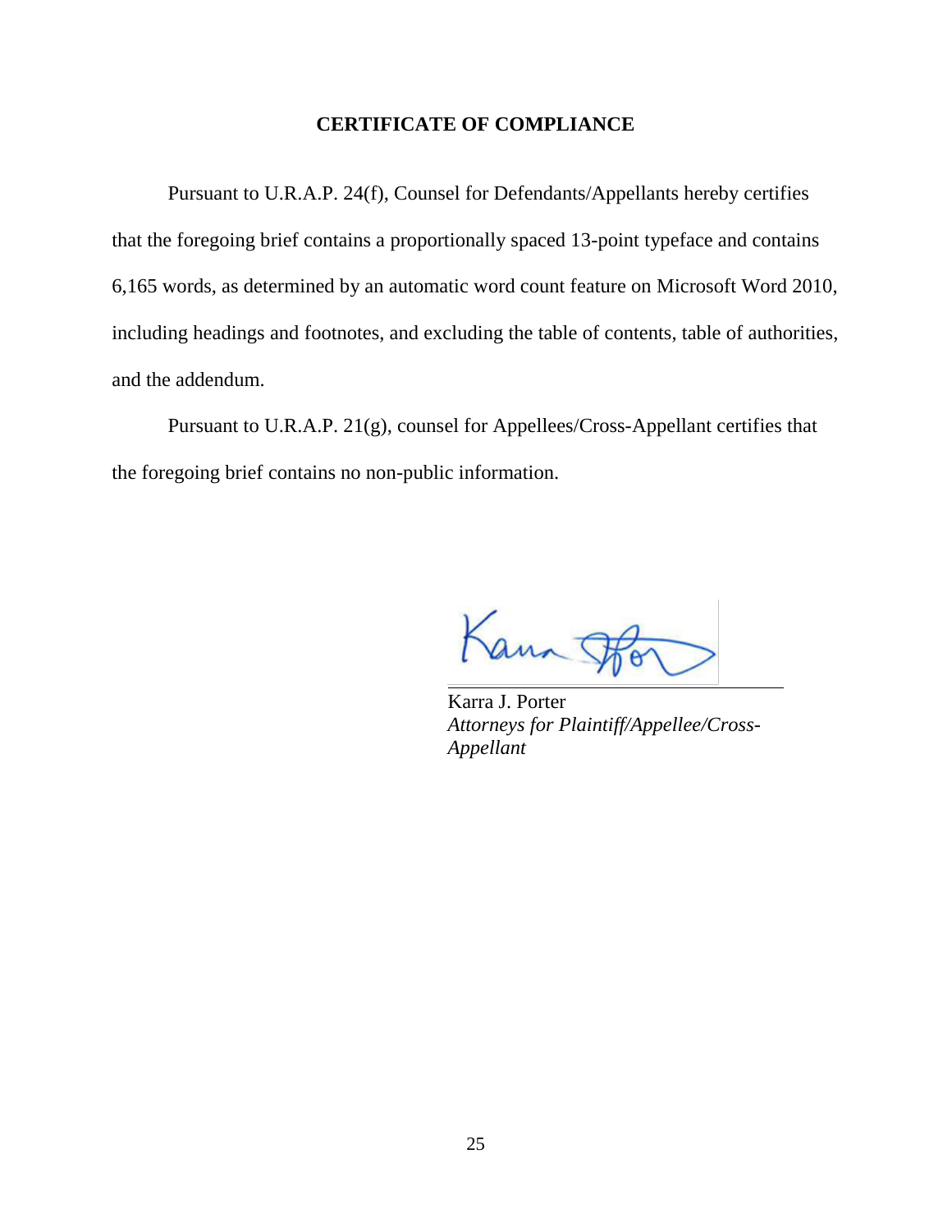## CERTIFICATE OF COMPLIANCE

Pursuant to U.R.A.P. 24(f), Counsel for Defendants/Appellants hereby certifies that the foregoing brief contains a proportionally spaced 13-point typeface and contains 6,165 words, as determined by an automatic word count feature on Microsoft Word 2010, including headings and footnotes, and excluding the table of contents, table of authorities, and the addendum.

Pursuant to U.R.A.P. 21(g), counsel for Appellees/Cross-Appellant certifies that the foregoing brief contains no non-public information.

Karra J. Porter
*Attorneys for Plaintiff/Appellee/Cross-Appellant*